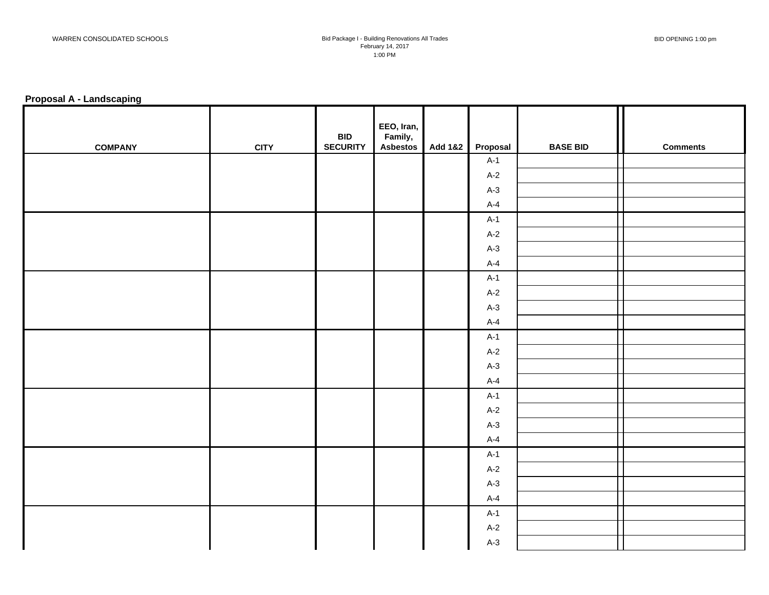WARREN CONSOLIDATED SCHOOLS

Bid Package I - Building Renovations All Trades
February 14, 2017
1:00 PM

BID OPENING 1:00 pm

**Proposal A - Landscaping**

| COMPANY | CITY | BID SECURITY | EEO, Iran, Family, Asbestos | Add 1&2 | Proposal | BASE BID | | Comments |
|---|---|---|---|---|---|---|---|---|
| | | | | | A-1 | | | |
| | | | | | A-2 | | | |
| | | | | | A-3 | | | |
| | | | | | A-4 | | | |
| | | | | | A-1 | | | |
| | | | | | A-2 | | | |
| | | | | | A-3 | | | |
| | | | | | A-4 | | | |
| | | | | | A-1 | | | |
| | | | | | A-2 | | | |
| | | | | | A-3 | | | |
| | | | | | A-4 | | | |
| | | | | | A-1 | | | |
| | | | | | A-2 | | | |
| | | | | | A-3 | | | |
| | | | | | A-4 | | | |
| | | | | | A-1 | | | |
| | | | | | A-2 | | | |
| | | | | | A-3 | | | |
| | | | | | A-4 | | | |
| | | | | | A-1 | | | |
| | | | | | A-2 | | | |
| | | | | | A-3 | | | |
| | | | | | A-4 | | | |
| | | | | | A-1 | | | |
| | | | | | A-2 | | | |
| | | | | | A-3 | | | |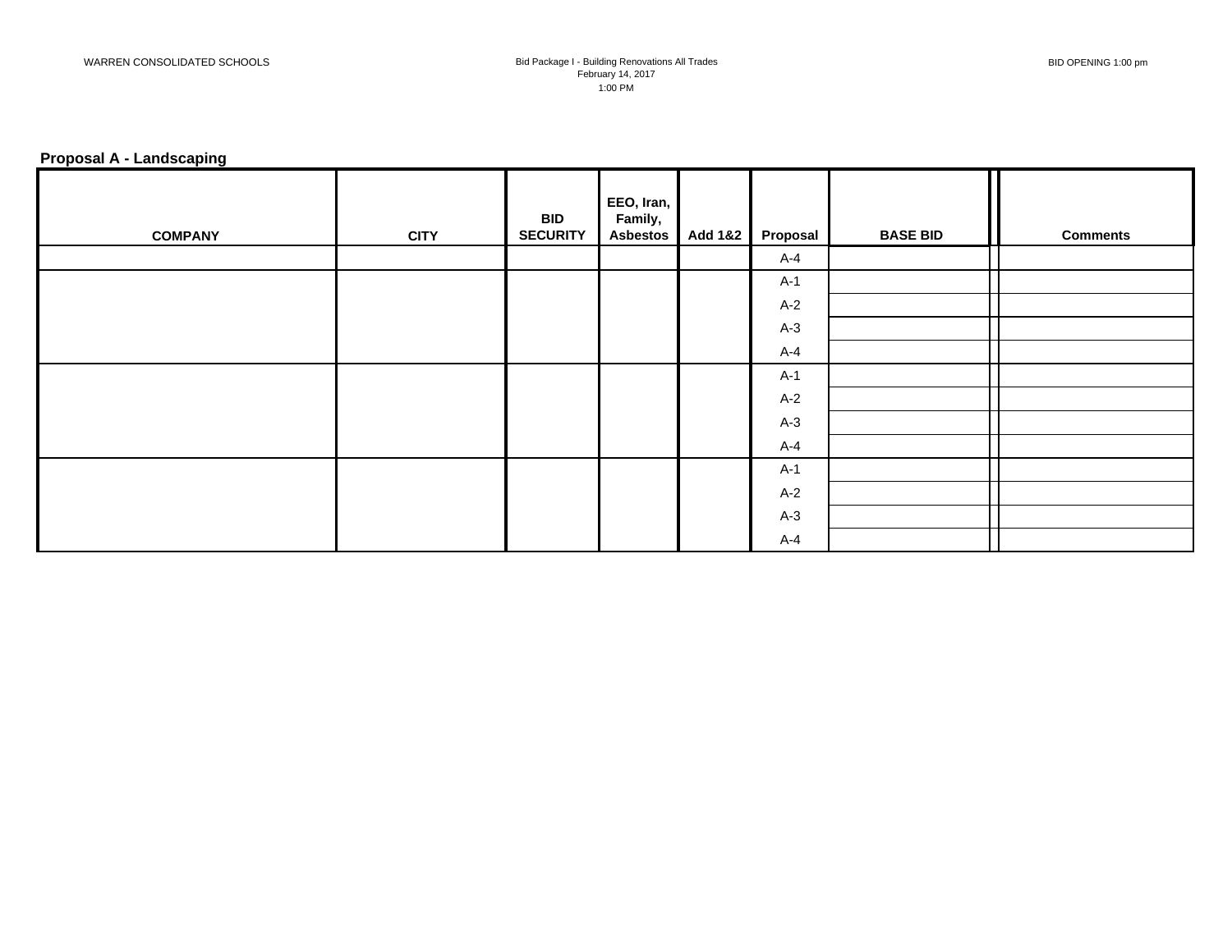## Proposal A - Landscaping

| COMPANY | CITY | BID SECURITY | EEO, Iran, Family, Asbestos | Add 1&2 | Proposal | BASE BID | | Comments |
|---|---|---|---|---|---|---|---|---|
| | | | | | A-4 | | | |
| | | | | | A-1 | | | |
| | | | | | A-2 | | | |
| | | | | | A-3 | | | |
| | | | | | A-4 | | | |
| | | | | | A-1 | | | |
| | | | | | A-2 | | | |
| | | | | | A-3 | | | |
| | | | | | A-4 | | | |
| | | | | | A-1 | | | |
| | | | | | A-2 | | | |
| | | | | | A-3 | | | |
| | | | | | A-4 | | | |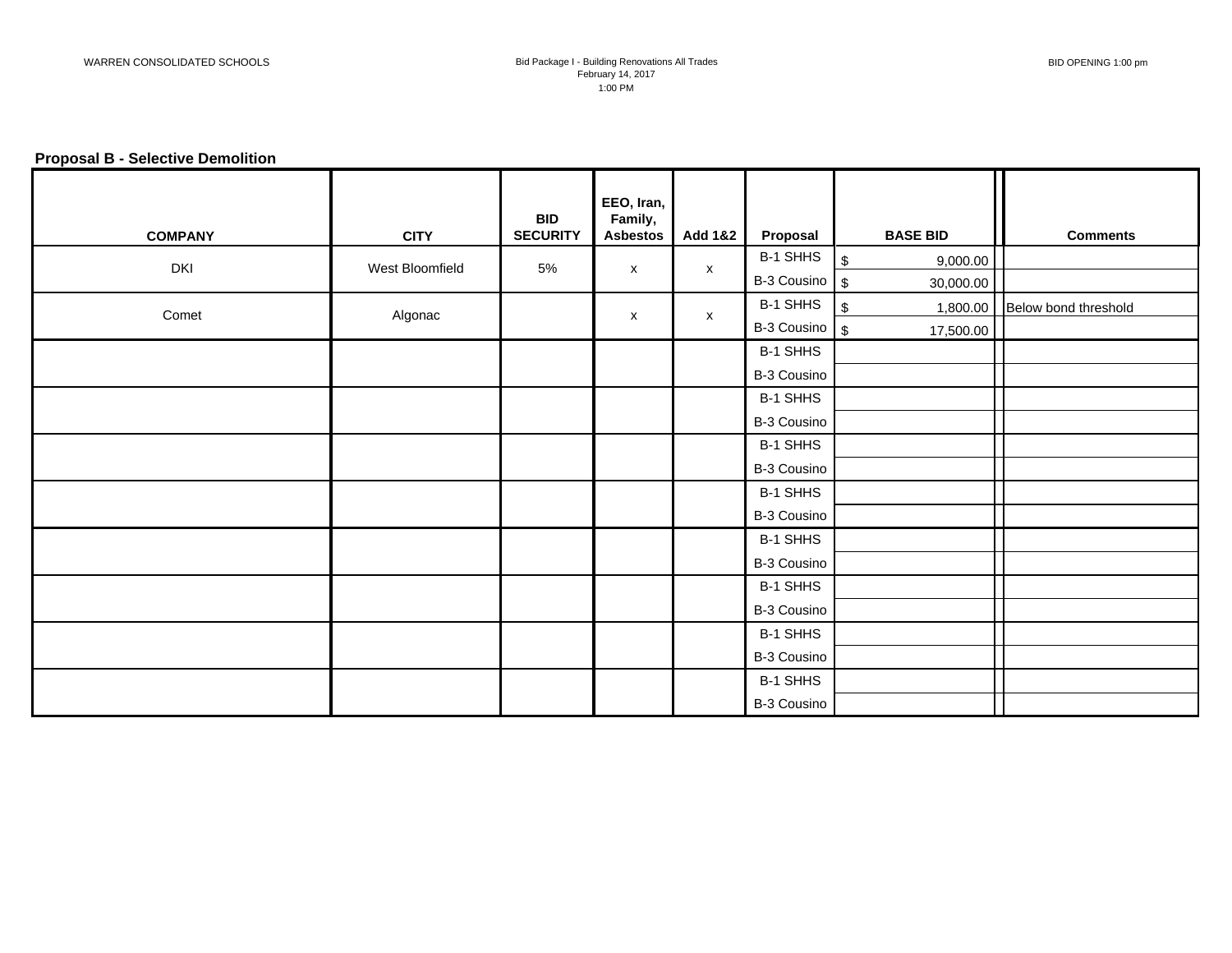## Proposal B - Selective Demolition

| COMPANY | CITY | BID SECURITY | EEO, Iran, Family, Asbestos | Add 1&2 | Proposal | BASE BID | Comments |
|---|---|---|---|---|---|---|---|
| DKI | West Bloomfield | 5% | x | x | B-1 SHHS | $ 9,000.00 | |
| | | | | | B-3 Cousino | $ 30,000.00 | |
| Comet | Algonac | | x | x | B-1 SHHS | $ 1,800.00 | Below bond threshold |
| | | | | | B-3 Cousino | $ 17,500.00 | |
| | | | | | B-1 SHHS | | |
| | | | | | B-3 Cousino | | |
| | | | | | B-1 SHHS | | |
| | | | | | B-3 Cousino | | |
| | | | | | B-1 SHHS | | |
| | | | | | B-3 Cousino | | |
| | | | | | B-1 SHHS | | |
| | | | | | B-3 Cousino | | |
| | | | | | B-1 SHHS | | |
| | | | | | B-3 Cousino | | |
| | | | | | B-1 SHHS | | |
| | | | | | B-3 Cousino | | |
| | | | | | B-1 SHHS | | |
| | | | | | B-3 Cousino | | |
| | | | | | B-1 SHHS | | |
| | | | | | B-3 Cousino | | |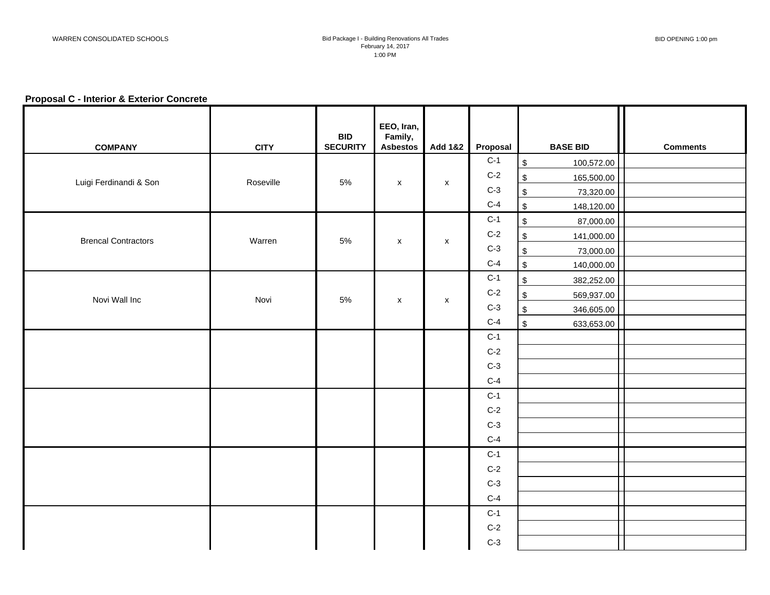WARREN CONSOLIDATED SCHOOLS

Bid Package I - Building Renovations All Trades
February 14, 2017
1:00 PM

BID OPENING 1:00 pm

**Proposal C - Interior & Exterior Concrete**

| COMPANY | CITY | BID SECURITY | EEO, Iran, Family, Asbestos | Add 1&2 | Proposal | BASE BID | Comments |
|---|---|---|---|---|---|---|---|
| Luigi Ferdinandi & Son | Roseville | 5% | x | x | C-1 | $ 100,572.00 | |
| | | | | | C-2 | $ 165,500.00 | |
| | | | | | C-3 | $ 73,320.00 | |
| | | | | | C-4 | $ 148,120.00 | |
| Brencal Contractors | Warren | 5% | x | x | C-1 | $ 87,000.00 | |
| | | | | | C-2 | $ 141,000.00 | |
| | | | | | C-3 | $ 73,000.00 | |
| | | | | | C-4 | $ 140,000.00 | |
| Novi Wall Inc | Novi | 5% | x | x | C-1 | $ 382,252.00 | |
| | | | | | C-2 | $ 569,937.00 | |
| | | | | | C-3 | $ 346,605.00 | |
| | | | | | C-4 | $ 633,653.00 | |
| | | | | | C-1 | | |
| | | | | | C-2 | | |
| | | | | | C-3 | | |
| | | | | | C-4 | | |
| | | | | | C-1 | | |
| | | | | | C-2 | | |
| | | | | | C-3 | | |
| | | | | | C-4 | | |
| | | | | | C-1 | | |
| | | | | | C-2 | | |
| | | | | | C-3 | | |
| | | | | | C-4 | | |
| | | | | | C-1 | | |
| | | | | | C-2 | | |
| | | | | | C-3 | | |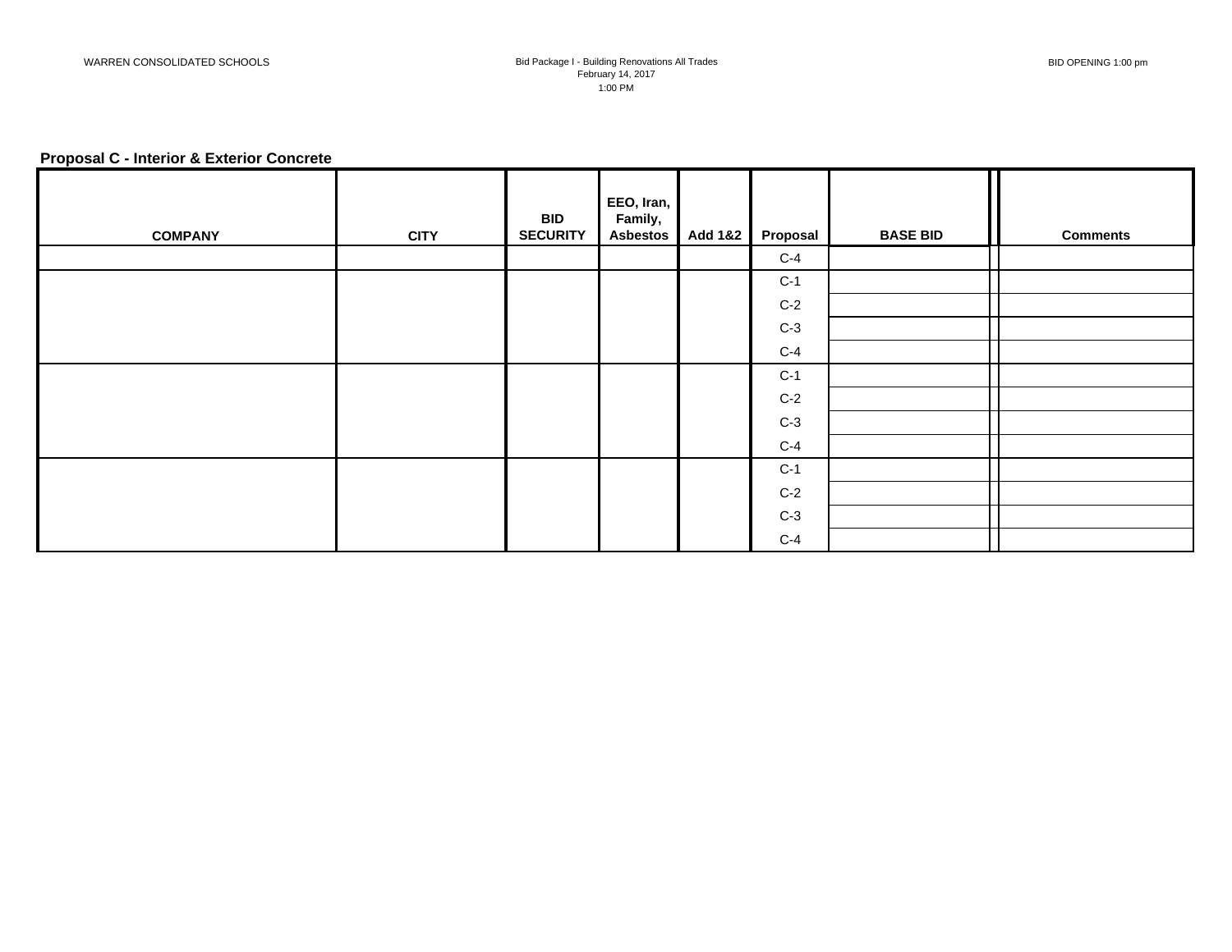WARREN CONSOLIDATED SCHOOLS

Bid Package I - Building Renovations All Trades
February 14, 2017
1:00 PM

BID OPENING 1:00 pm

**Proposal C - Interior & Exterior Concrete**

| COMPANY | CITY | BID SECURITY | EEO, Iran, Family, Asbestos | Add 1&2 | Proposal | BASE BID | | Comments |
|---|---|---|---|---|---|---|---|---|
| | | | | | C-4 | | | |
| | | | | | C-1 | | | |
| | | | | | C-2 | | | |
| | | | | | C-3 | | | |
| | | | | | C-4 | | | |
| | | | | | C-1 | | | |
| | | | | | C-2 | | | |
| | | | | | C-3 | | | |
| | | | | | C-4 | | | |
| | | | | | C-1 | | | |
| | | | | | C-2 | | | |
| | | | | | C-3 | | | |
| | | | | | C-4 | | | |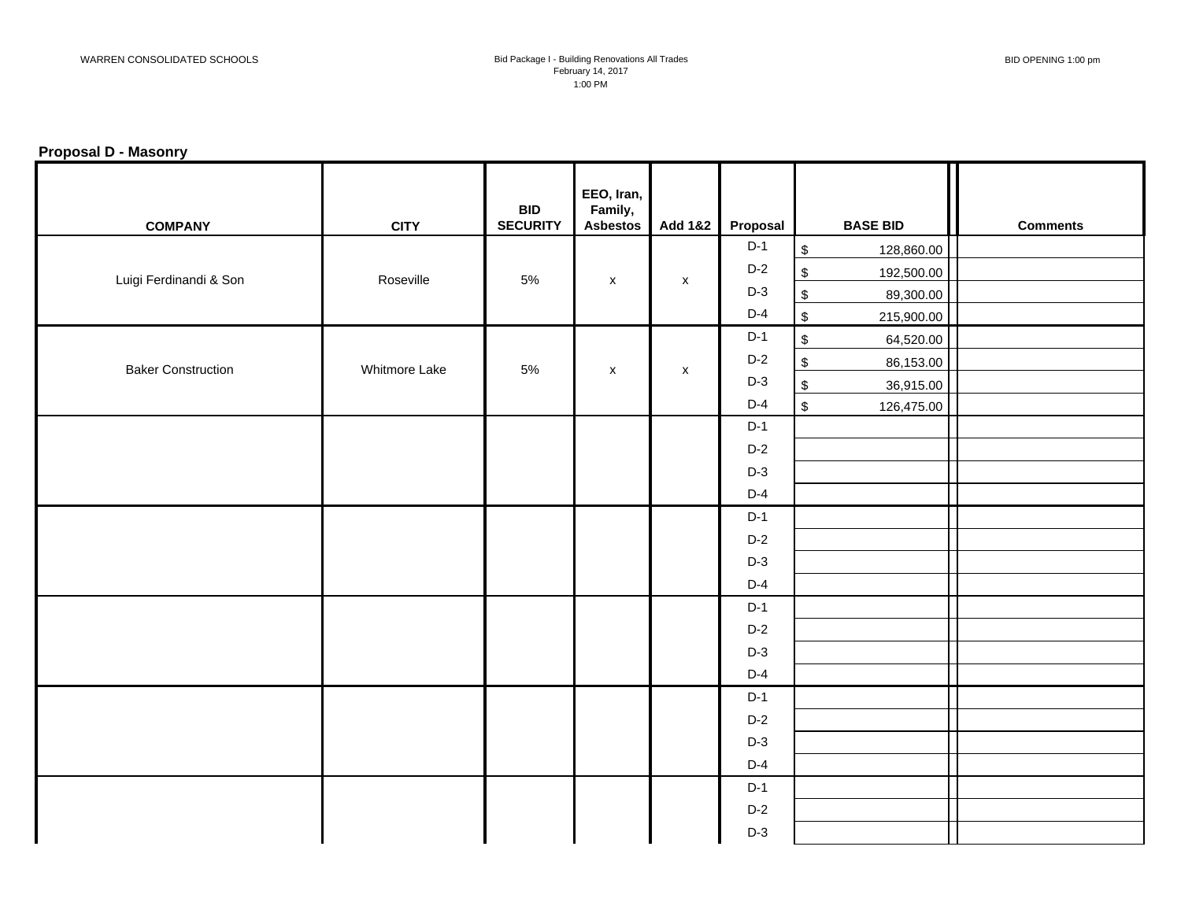WARREN CONSOLIDATED SCHOOLS

Bid Package I - Building Renovations All Trades
February 14, 2017
1:00 PM

BID OPENING 1:00 pm

**Proposal D - Masonry**

| COMPANY | CITY | BID SECURITY | EEO, Iran, Family, Asbestos | Add 1&2 | Proposal | BASE BID | Comments |
|---|---|---|---|---|---|---|---|
| Luigi Ferdinandi & Son | Roseville | 5% | x | x | D-1 | $ 128,860.00 | |
| | | | | | D-2 | $ 192,500.00 | |
| | | | | | D-3 | $ 89,300.00 | |
| | | | | | D-4 | $ 215,900.00 | |
| Baker Construction | Whitmore Lake | 5% | x | x | D-1 | $ 64,520.00 | |
| | | | | | D-2 | $ 86,153.00 | |
| | | | | | D-3 | $ 36,915.00 | |
| | | | | | D-4 | $ 126,475.00 | |
| | | | | | D-1 | | |
| | | | | | D-2 | | |
| | | | | | D-3 | | |
| | | | | | D-4 | | |
| | | | | | D-1 | | |
| | | | | | D-2 | | |
| | | | | | D-3 | | |
| | | | | | D-4 | | |
| | | | | | D-1 | | |
| | | | | | D-2 | | |
| | | | | | D-3 | | |
| | | | | | D-4 | | |
| | | | | | D-1 | | |
| | | | | | D-2 | | |
| | | | | | D-3 | | |
| | | | | | D-4 | | |
| | | | | | D-1 | | |
| | | | | | D-2 | | |
| | | | | | D-3 | | |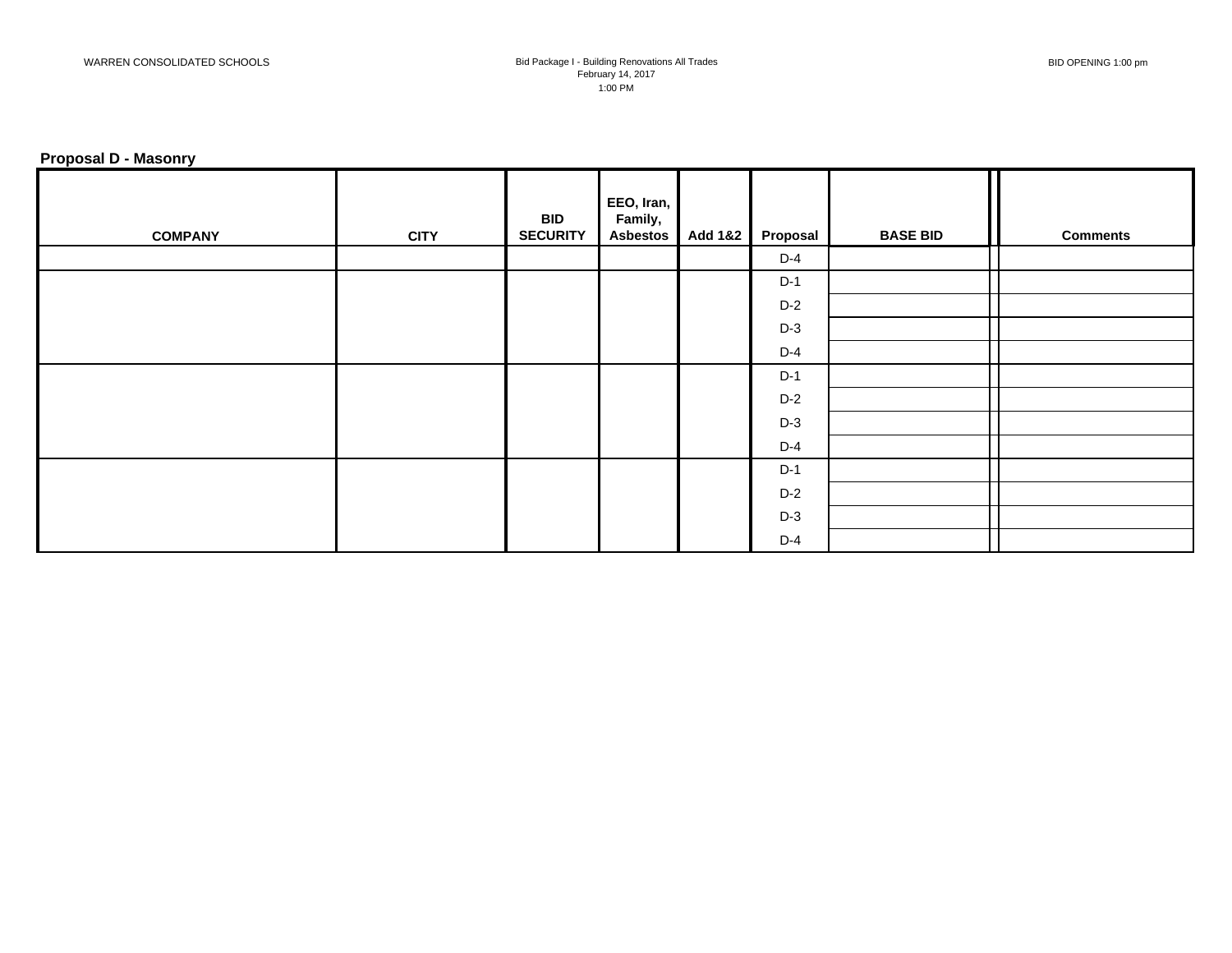WARREN CONSOLIDATED SCHOOLS

Bid Package I - Building Renovations All Trades
February 14, 2017
1:00 PM

BID OPENING 1:00 pm

**Proposal D - Masonry**

| COMPANY | CITY | BID SECURITY | EEO, Iran, Family, Asbestos | Add 1&2 | Proposal | BASE BID | | Comments |
|---|---|---|---|---|---|---|---|---|
| | | | | | D-4 | | | |
| | | | | | D-1 | | | |
| | | | | | D-2 | | | |
| | | | | | D-3 | | | |
| | | | | | D-4 | | | |
| | | | | | D-1 | | | |
| | | | | | D-2 | | | |
| | | | | | D-3 | | | |
| | | | | | D-4 | | | |
| | | | | | D-1 | | | |
| | | | | | D-2 | | | |
| | | | | | D-3 | | | |
| | | | | | D-4 | | | |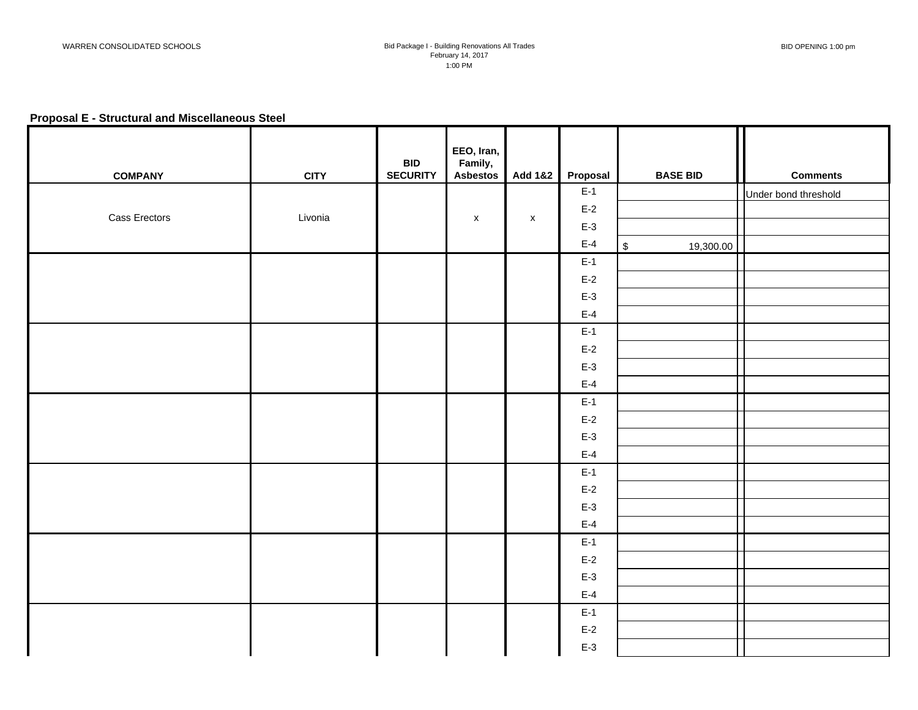WARREN CONSOLIDATED SCHOOLS

Bid Package I - Building Renovations All Trades
February 14, 2017
1:00 PM

BID OPENING 1:00 pm

**Proposal E - Structural and Miscellaneous Steel**

| COMPANY | CITY | BID SECURITY | EEO, Iran, Family, Asbestos | Add 1&2 | Proposal | BASE BID | Comments |
|---|---|---|---|---|---|---|---|
| Cass Erectors | Livonia | | x | x | E-1 | | Under bond threshold |
| | | | | | E-2 | | |
| | | | | | E-3 | | |
| | | | | | E-4 | $ 19,300.00 | |
| | | | | | E-1 | | |
| | | | | | E-2 | | |
| | | | | | E-3 | | |
| | | | | | E-4 | | |
| | | | | | E-1 | | |
| | | | | | E-2 | | |
| | | | | | E-3 | | |
| | | | | | E-4 | | |
| | | | | | E-1 | | |
| | | | | | E-2 | | |
| | | | | | E-3 | | |
| | | | | | E-4 | | |
| | | | | | E-1 | | |
| | | | | | E-2 | | |
| | | | | | E-3 | | |
| | | | | | E-4 | | |
| | | | | | E-1 | | |
| | | | | | E-2 | | |
| | | | | | E-3 | | |
| | | | | | E-4 | | |
| | | | | | E-1 | | |
| | | | | | E-2 | | |
| | | | | | E-3 | | |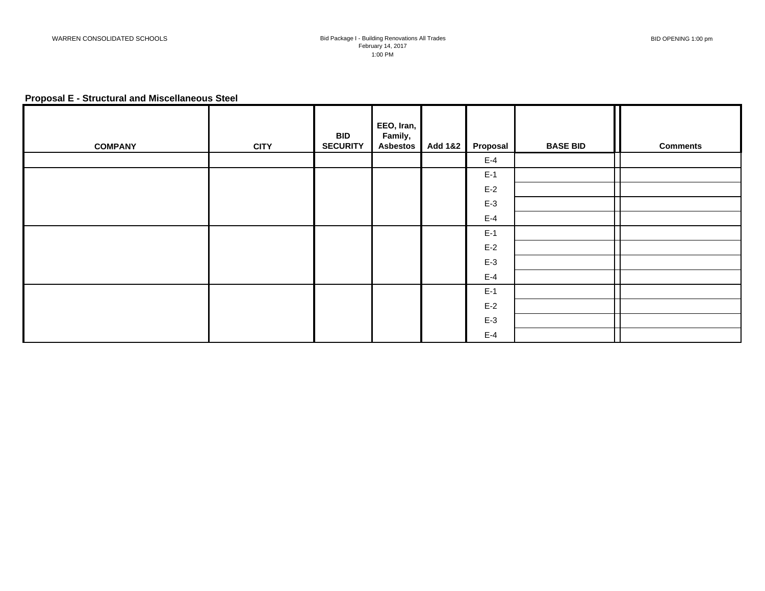WARREN CONSOLIDATED SCHOOLS

Bid Package I - Building Renovations All Trades
February 14, 2017
1:00 PM

BID OPENING 1:00 pm

**Proposal E - Structural and Miscellaneous Steel**

| COMPANY | CITY | BID SECURITY | EEO, Iran, Family, Asbestos | Add 1&2 | Proposal | BASE BID | | Comments |
|---|---|---|---|---|---|---|---|---|
| | | | | | E-4 | | | |
| | | | | | E-1 | | | |
| | | | | | E-2 | | | |
| | | | | | E-3 | | | |
| | | | | | E-4 | | | |
| | | | | | E-1 | | | |
| | | | | | E-2 | | | |
| | | | | | E-3 | | | |
| | | | | | E-4 | | | |
| | | | | | E-1 | | | |
| | | | | | E-2 | | | |
| | | | | | E-3 | | | |
| | | | | | E-4 | | | |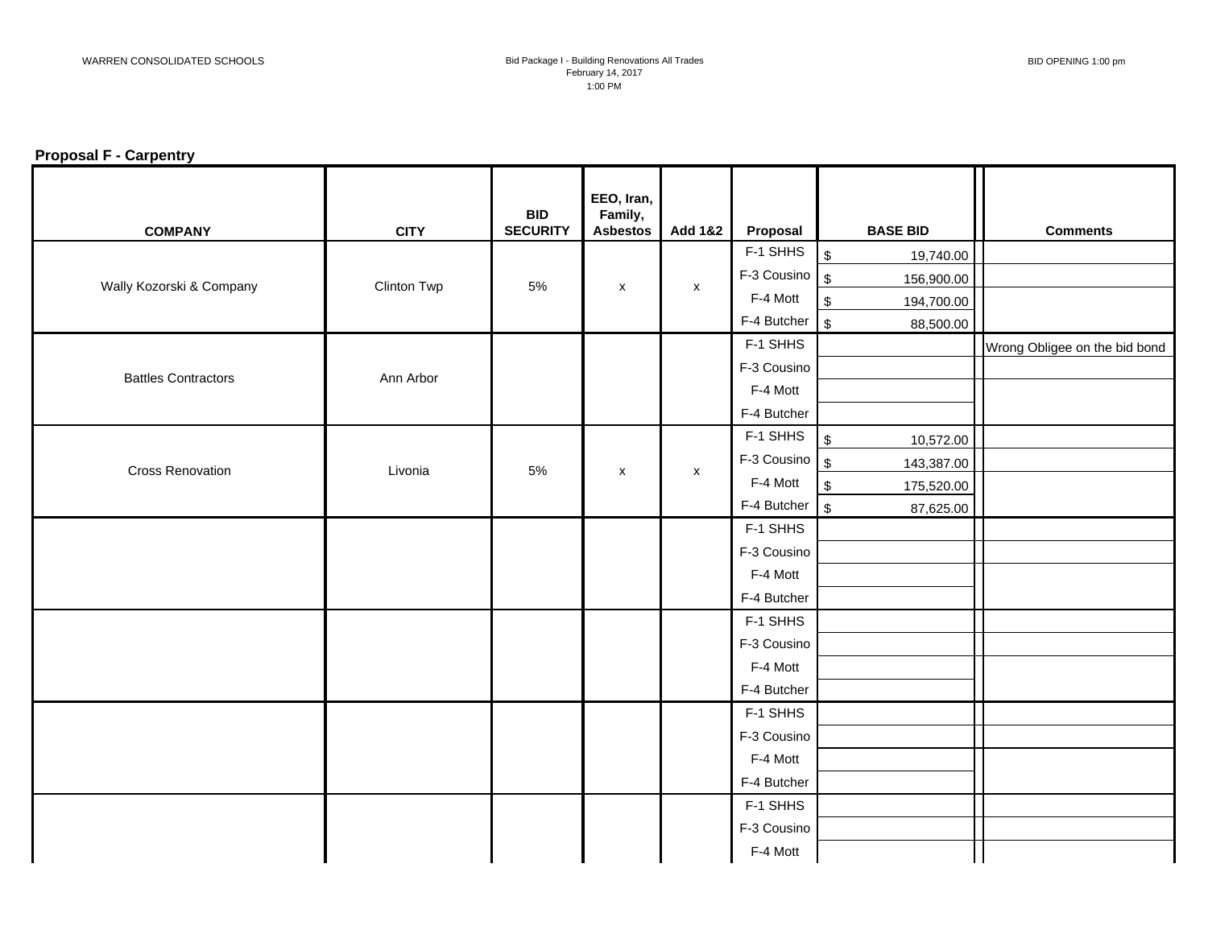WARREN CONSOLIDATED SCHOOLS

Bid Package I - Building Renovations All Trades
February 14, 2017
1:00 PM

BID OPENING 1:00 pm

**Proposal F - Carpentry**

| COMPANY | CITY | BID SECURITY | EEO, Iran, Family, Asbestos | Add 1&2 | Proposal | BASE BID | Comments |
|---|---|---|---|---|---|---|---|
| Wally Kozorski & Company | Clinton Twp | 5% | x | x | F-1 SHHS | $ 19,740.00 | |
| | | | | | F-3 Cousino | $ 156,900.00 | |
| | | | | | F-4 Mott | $ 194,700.00 | |
| | | | | | F-4 Butcher | $ 88,500.00 | |
| Battles Contractors | Ann Arbor | | | | F-1 SHHS | | Wrong Obligee on the bid bond |
| | | | | | F-3 Cousino | | |
| | | | | | F-4 Mott | | |
| | | | | | F-4 Butcher | | |
| Cross Renovation | Livonia | 5% | x | x | F-1 SHHS | $ 10,572.00 | |
| | | | | | F-3 Cousino | $ 143,387.00 | |
| | | | | | F-4 Mott | $ 175,520.00 | |
| | | | | | F-4 Butcher | $ 87,625.00 | |
| | | | | | F-1 SHHS | | |
| | | | | | F-3 Cousino | | |
| | | | | | F-4 Mott | | |
| | | | | | F-4 Butcher | | |
| | | | | | F-1 SHHS | | |
| | | | | | F-3 Cousino | | |
| | | | | | F-4 Mott | | |
| | | | | | F-4 Butcher | | |
| | | | | | F-1 SHHS | | |
| | | | | | F-3 Cousino | | |
| | | | | | F-4 Mott | | |
| | | | | | F-4 Butcher | | |
| | | | | | F-1 SHHS | | |
| | | | | | F-3 Cousino | | |
| | | | | | F-4 Mott | | |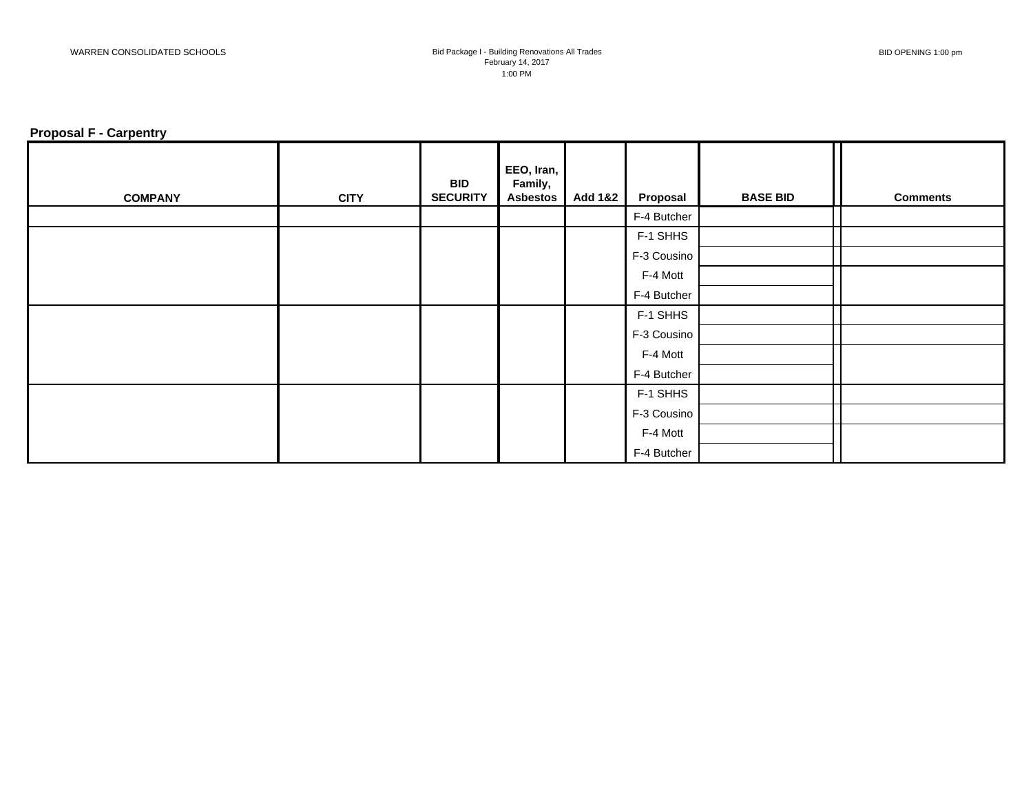WARREN CONSOLIDATED SCHOOLS

Bid Package I - Building Renovations All Trades
February 14, 2017
1:00 PM

BID OPENING 1:00 pm

**Proposal F - Carpentry**

| COMPANY | CITY | BID SECURITY | EEO, Iran, Family, Asbestos | Add 1&2 | Proposal | BASE BID | | Comments |
|---|---|---|---|---|---|---|---|---|
| | | | | | F-4 Butcher | | | |
| | | | | | F-1 SHHS | | | |
| | | | | | F-3 Cousino | | | |
| | | | | | F-4 Mott | | | |
| | | | | | F-4 Butcher | | | |
| | | | | | F-1 SHHS | | | |
| | | | | | F-3 Cousino | | | |
| | | | | | F-4 Mott | | | |
| | | | | | F-4 Butcher | | | |
| | | | | | F-1 SHHS | | | |
| | | | | | F-3 Cousino | | | |
| | | | | | F-4 Mott | | | |
| | | | | | F-4 Butcher | | | |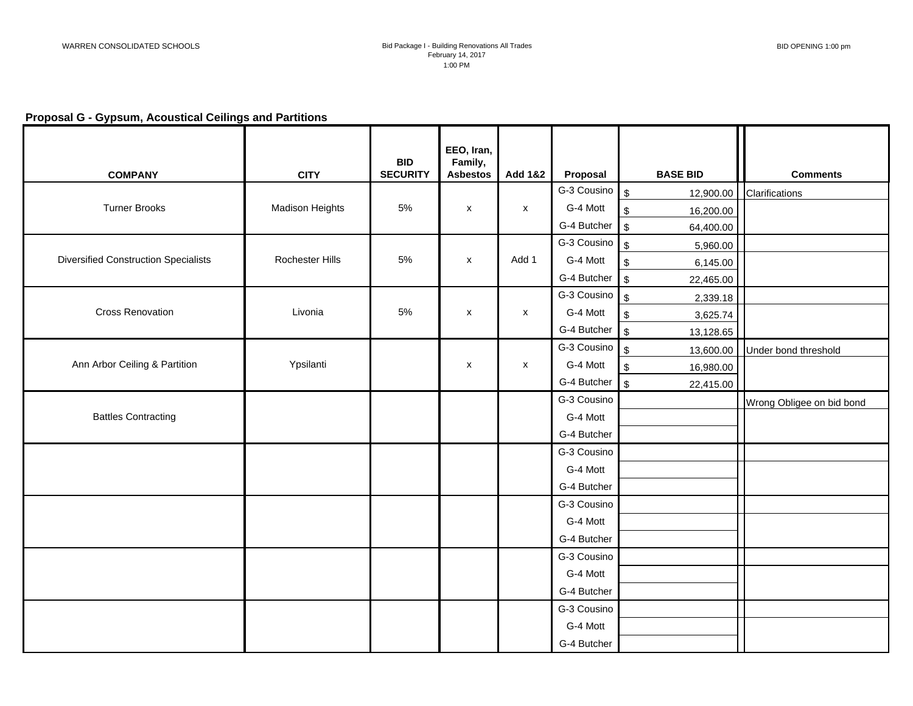WARREN CONSOLIDATED SCHOOLS

Bid Package I - Building Renovations All Trades
February 14, 2017
1:00 PM

BID OPENING 1:00 pm

**Proposal G - Gypsum, Acoustical Ceilings and Partitions**

| COMPANY | CITY | BID SECURITY | EEO, Iran, Family, Asbestos | Add 1&2 | Proposal | BASE BID | Comments |
|---|---|---|---|---|---|---|---|
| Turner Brooks | Madison Heights | 5% | x | x | G-3 Cousino | $ 12,900.00 | Clarifications |
| | | | | | G-4 Mott | $ 16,200.00 | |
| | | | | | G-4 Butcher | $ 64,400.00 | |
| Diversified Construction Specialists | Rochester Hills | 5% | x | Add 1 | G-3 Cousino | $ 5,960.00 | |
| | | | | | G-4 Mott | $ 6,145.00 | |
| | | | | | G-4 Butcher | $ 22,465.00 | |
| Cross Renovation | Livonia | 5% | x | x | G-3 Cousino | $ 2,339.18 | |
| | | | | | G-4 Mott | $ 3,625.74 | |
| | | | | | G-4 Butcher | $ 13,128.65 | |
| Ann Arbor Ceiling & Partition | Ypsilanti | | x | x | G-3 Cousino | $ 13,600.00 | Under bond threshold |
| | | | | | G-4 Mott | $ 16,980.00 | |
| | | | | | G-4 Butcher | $ 22,415.00 | |
| Battles Contracting | | | | | G-3 Cousino | | Wrong Obligee on bid bond |
| | | | | | G-4 Mott | | |
| | | | | | G-4 Butcher | | |
| | | | | | G-3 Cousino | | |
| | | | | | G-4 Mott | | |
| | | | | | G-4 Butcher | | |
| | | | | | G-3 Cousino | | |
| | | | | | G-4 Mott | | |
| | | | | | G-4 Butcher | | |
| | | | | | G-3 Cousino | | |
| | | | | | G-4 Mott | | |
| | | | | | G-4 Butcher | | |
| | | | | | G-3 Cousino | | |
| | | | | | G-4 Mott | | |
| | | | | | G-4 Butcher | | |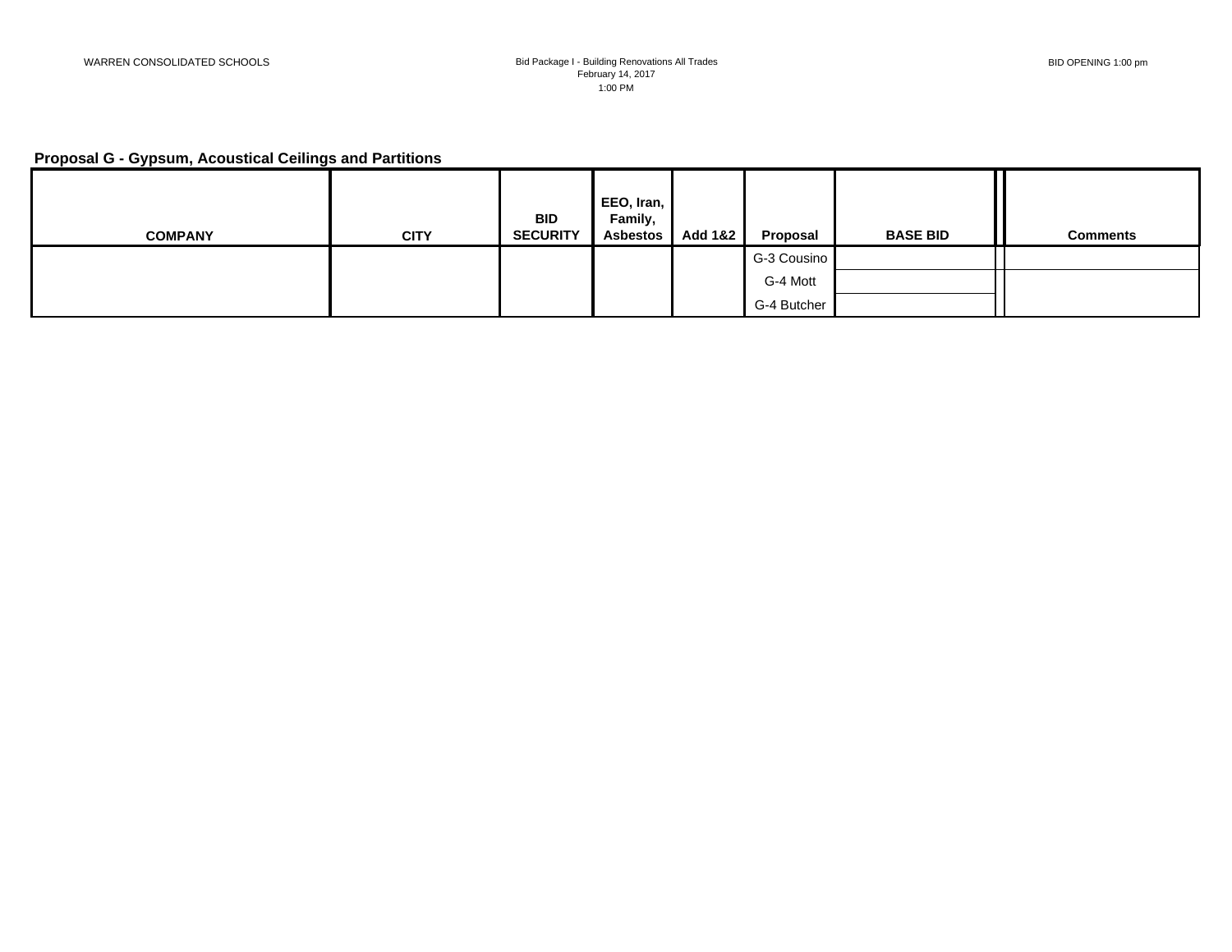WARREN CONSOLIDATED SCHOOLS

Bid Package I - Building Renovations All Trades
February 14, 2017
1:00 PM

BID OPENING 1:00 pm

### Proposal G - Gypsum, Acoustical Ceilings and Partitions

| COMPANY | CITY | BID SECURITY | EEO, Iran, Family, Asbestos | Add 1&2 | Proposal | BASE BID | | Comments |
|---|---|---|---|---|---|---|---|---|
| | | | | | G-3 Cousino | | | |
| | | | | | G-4 Mott | | | |
| | | | | | G-4 Butcher | | | |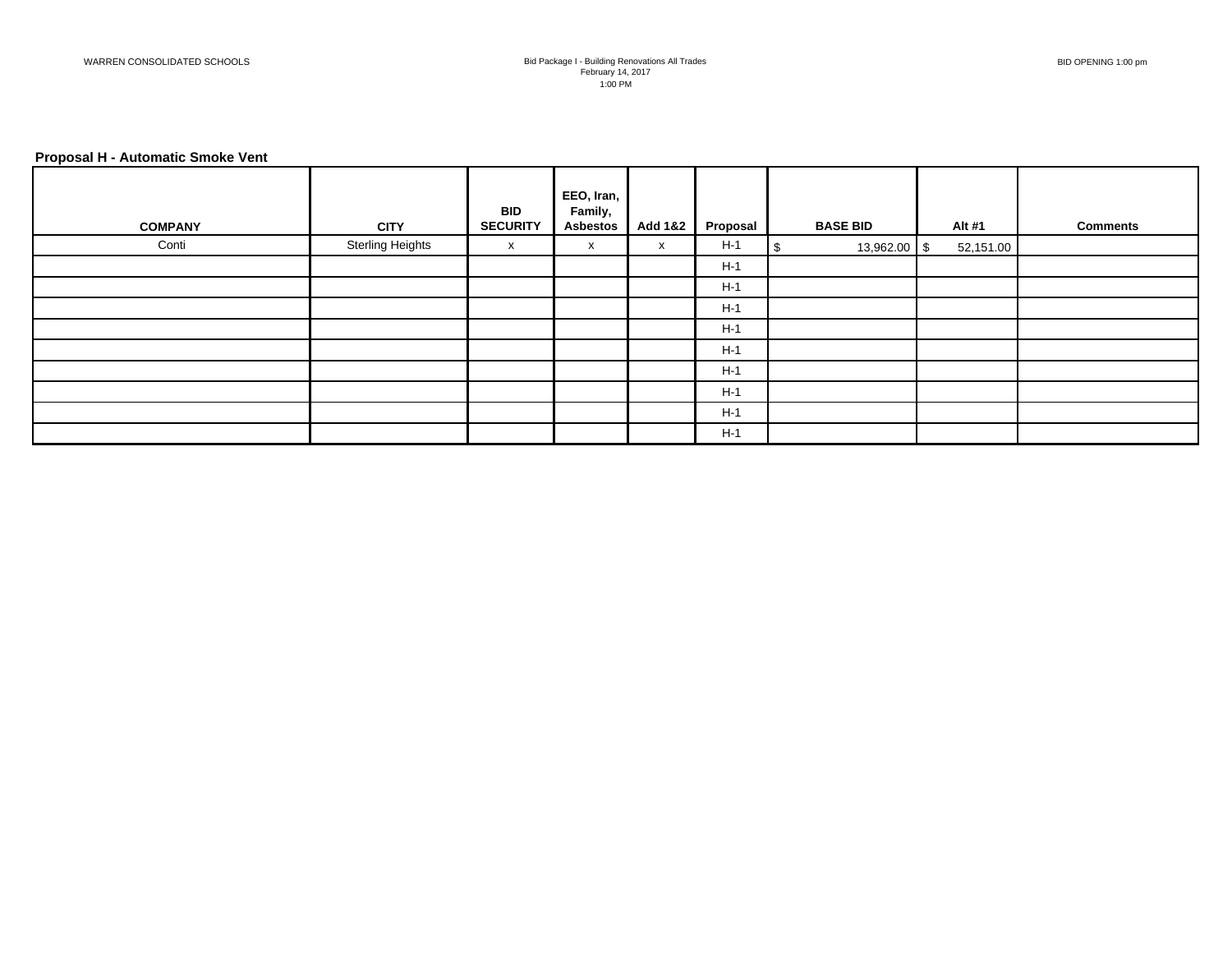WARREN CONSOLIDATED SCHOOLS

Bid Package I - Building Renovations All Trades
February 14, 2017
1:00 PM

BID OPENING 1:00 pm

**Proposal H - Automatic Smoke Vent**

| COMPANY | CITY | BID SECURITY | EEO, Iran, Family, Asbestos | Add 1&2 | Proposal | BASE BID | Alt #1 | Comments |
|---|---|---|---|---|---|---|---|---|
| Conti | Sterling Heights | x | x | x | H-1 | $ 13,962.00 | $ 52,151.00 | |
| | | | | | H-1 | | | |
| | | | | | H-1 | | | |
| | | | | | H-1 | | | |
| | | | | | H-1 | | | |
| | | | | | H-1 | | | |
| | | | | | H-1 | | | |
| | | | | | H-1 | | | |
| | | | | | H-1 | | | |
| | | | | | H-1 | | | |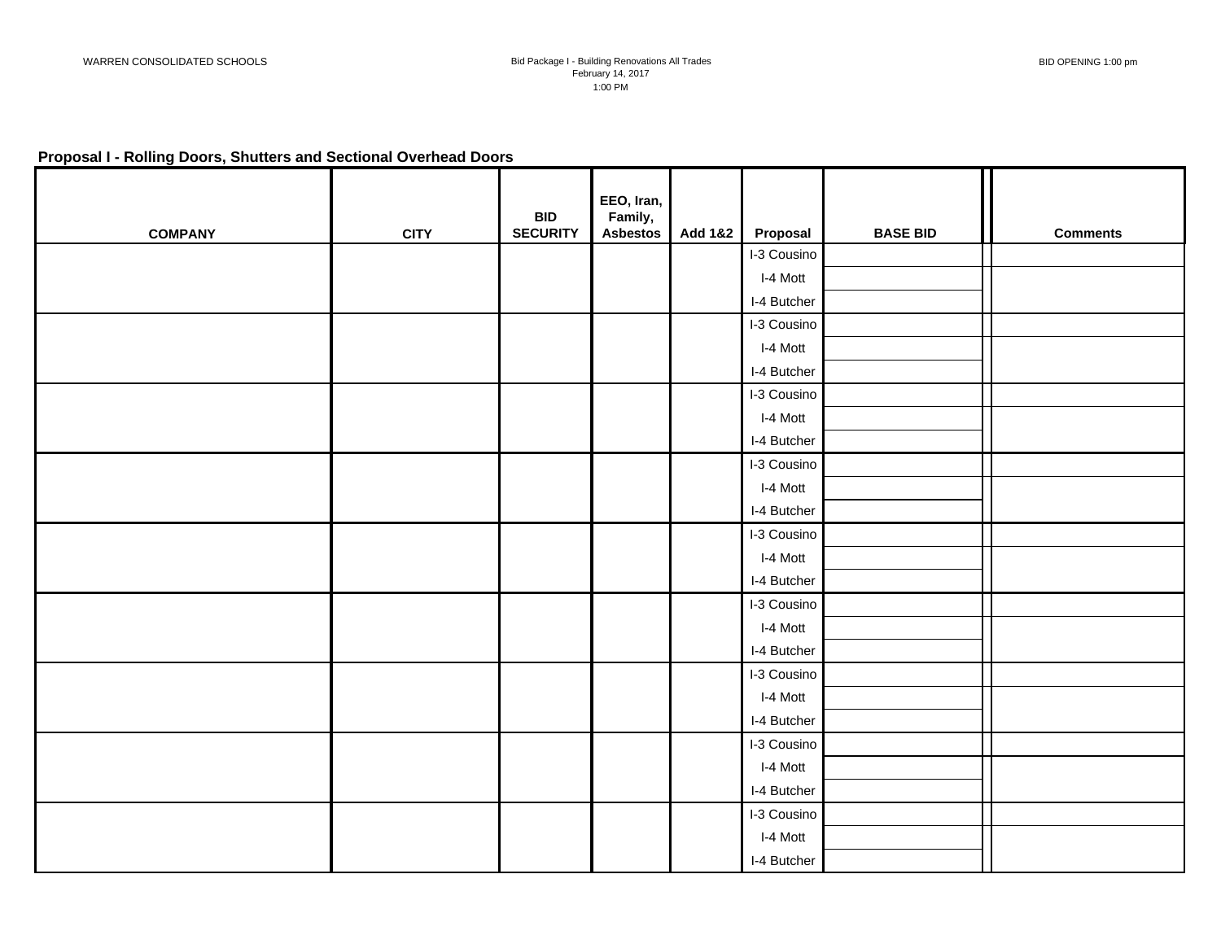WARREN CONSOLIDATED SCHOOLS

Bid Package I - Building Renovations All Trades
February 14, 2017
1:00 PM

BID OPENING 1:00 pm

**Proposal I - Rolling Doors, Shutters and Sectional Overhead Doors**

| COMPANY | CITY | BID SECURITY | EEO, Iran, Family, Asbestos | Add 1&2 | Proposal | BASE BID | Comments |
|---|---|---|---|---|---|---|---|
| | | | | | I-3 Cousino | | |
| | | | | | I-4 Mott | | |
| | | | | | I-4 Butcher | | |
| | | | | | I-3 Cousino | | |
| | | | | | I-4 Mott | | |
| | | | | | I-4 Butcher | | |
| | | | | | I-3 Cousino | | |
| | | | | | I-4 Mott | | |
| | | | | | I-4 Butcher | | |
| | | | | | I-3 Cousino | | |
| | | | | | I-4 Mott | | |
| | | | | | I-4 Butcher | | |
| | | | | | I-3 Cousino | | |
| | | | | | I-4 Mott | | |
| | | | | | I-4 Butcher | | |
| | | | | | I-3 Cousino | | |
| | | | | | I-4 Mott | | |
| | | | | | I-4 Butcher | | |
| | | | | | I-3 Cousino | | |
| | | | | | I-4 Mott | | |
| | | | | | I-4 Butcher | | |
| | | | | | I-3 Cousino | | |
| | | | | | I-4 Mott | | |
| | | | | | I-4 Butcher | | |
| | | | | | I-3 Cousino | | |
| | | | | | I-4 Mott | | |
| | | | | | I-4 Butcher | | |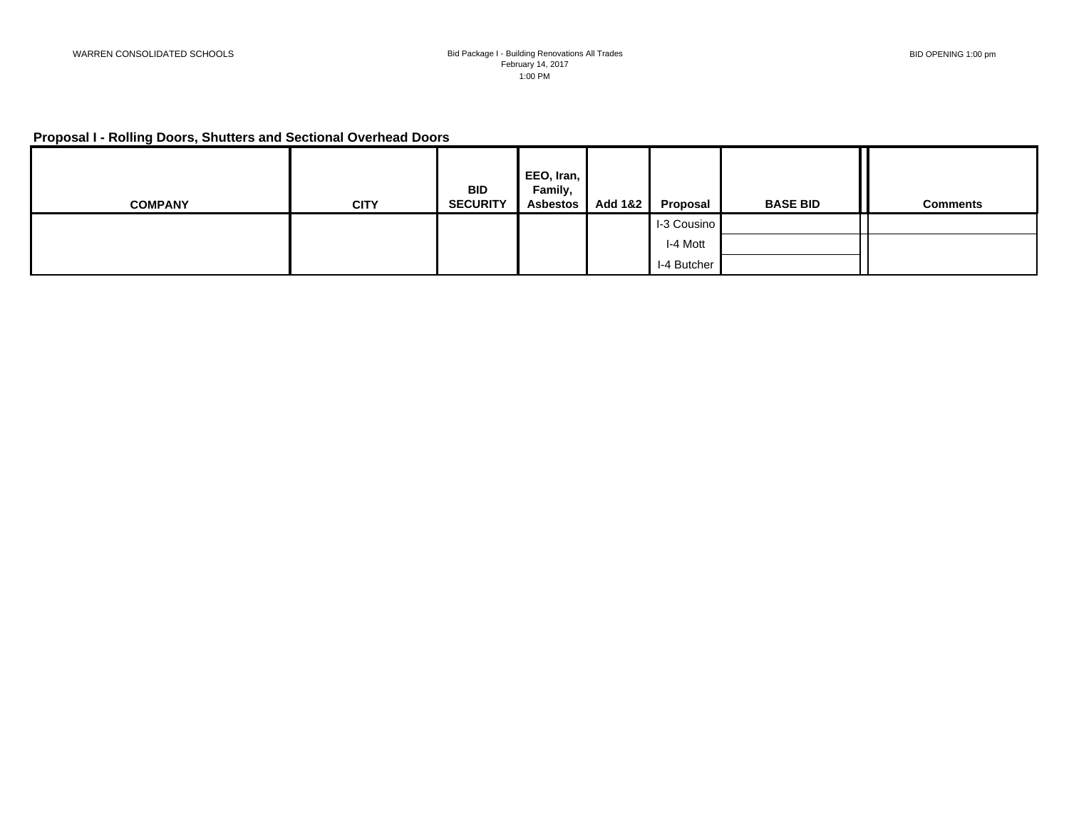## Proposal I - Rolling Doors, Shutters and Sectional Overhead Doors

| COMPANY | CITY | BID SECURITY | EEO, Iran, Family, Asbestos | Add 1&2 | Proposal | BASE BID | | Comments |
|---|---|---|---|---|---|---|---|---|
| | | | | | I-3 Cousino | | | |
| | | | | | I-4 Mott | | | |
| | | | | | I-4 Butcher | | | |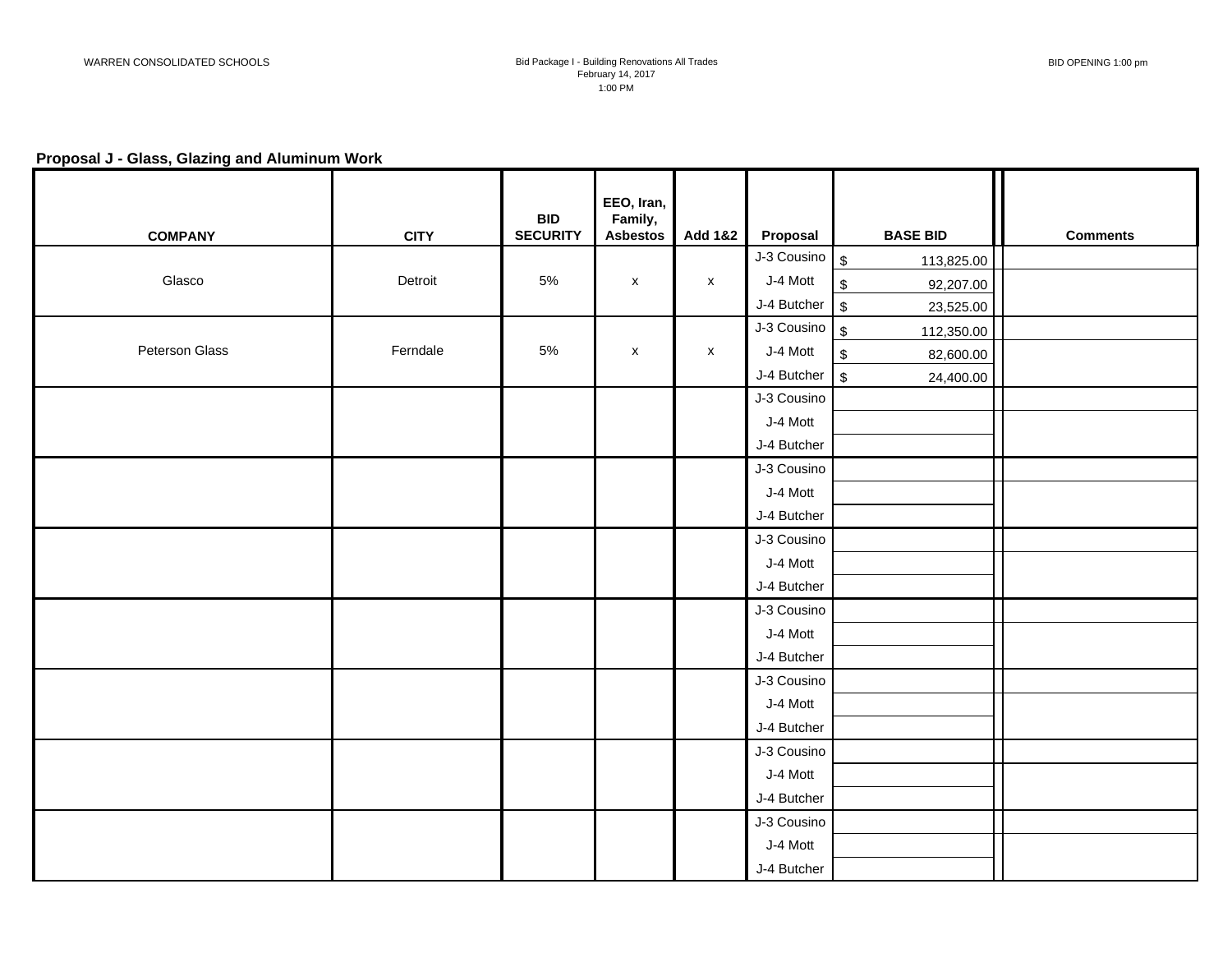WARREN CONSOLIDATED SCHOOLS

Bid Package I - Building Renovations All Trades
February 14, 2017
1:00 PM

BID OPENING 1:00 pm

**Proposal J - Glass, Glazing and Aluminum Work**

| COMPANY | CITY | BID SECURITY | EEO, Iran, Family, Asbestos | Add 1&2 | Proposal | BASE BID | Comments |
|---|---|---|---|---|---|---|---|
| Glasco | Detroit | 5% | x | x | J-3 Cousino | $ 113,825.00 | |
| | | | | | J-4 Mott | $ 92,207.00 | |
| | | | | | J-4 Butcher | $ 23,525.00 | |
| Peterson Glass | Ferndale | 5% | x | x | J-3 Cousino | $ 112,350.00 | |
| | | | | | J-4 Mott | $ 82,600.00 | |
| | | | | | J-4 Butcher | $ 24,400.00 | |
| | | | | | J-3 Cousino | | |
| | | | | | J-4 Mott | | |
| | | | | | J-4 Butcher | | |
| | | | | | J-3 Cousino | | |
| | | | | | J-4 Mott | | |
| | | | | | J-4 Butcher | | |
| | | | | | J-3 Cousino | | |
| | | | | | J-4 Mott | | |
| | | | | | J-4 Butcher | | |
| | | | | | J-3 Cousino | | |
| | | | | | J-4 Mott | | |
| | | | | | J-4 Butcher | | |
| | | | | | J-3 Cousino | | |
| | | | | | J-4 Mott | | |
| | | | | | J-4 Butcher | | |
| | | | | | J-3 Cousino | | |
| | | | | | J-4 Mott | | |
| | | | | | J-4 Butcher | | |
| | | | | | J-3 Cousino | | |
| | | | | | J-4 Mott | | |
| | | | | | J-4 Butcher | | |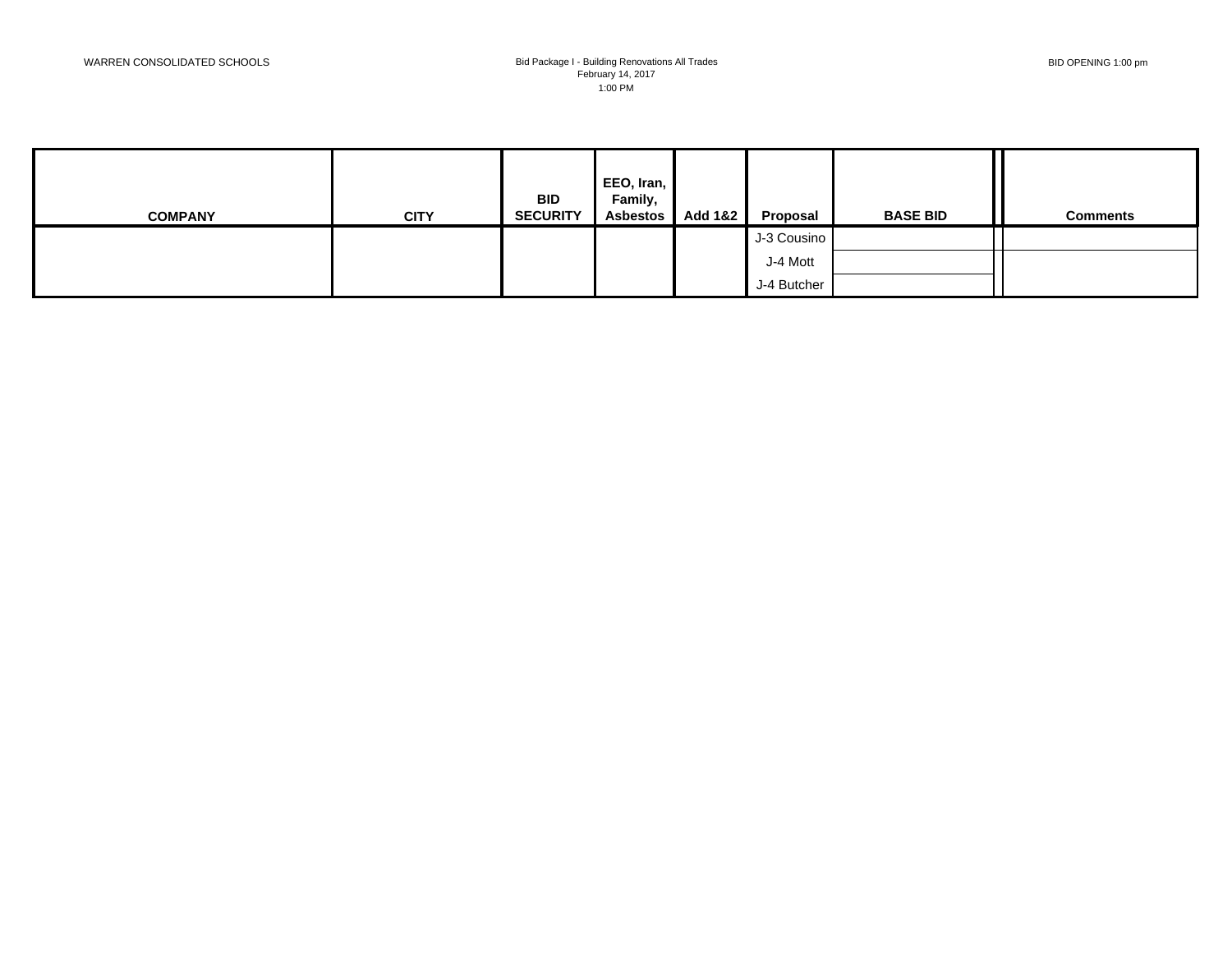WARREN CONSOLIDATED SCHOOLS

Bid Package I - Building Renovations All Trades
February 14, 2017
1:00 PM

BID OPENING 1:00 pm

| COMPANY | CITY | BID SECURITY | EEO, Iran, Family, Asbestos | Add 1&2 | Proposal | BASE BID | | Comments |
|---|---|---|---|---|---|---|---|---|
| | | | | | J-3 Cousino | | | |
| | | | | | J-4 Mott | | | |
| | | | | | J-4 Butcher | | | |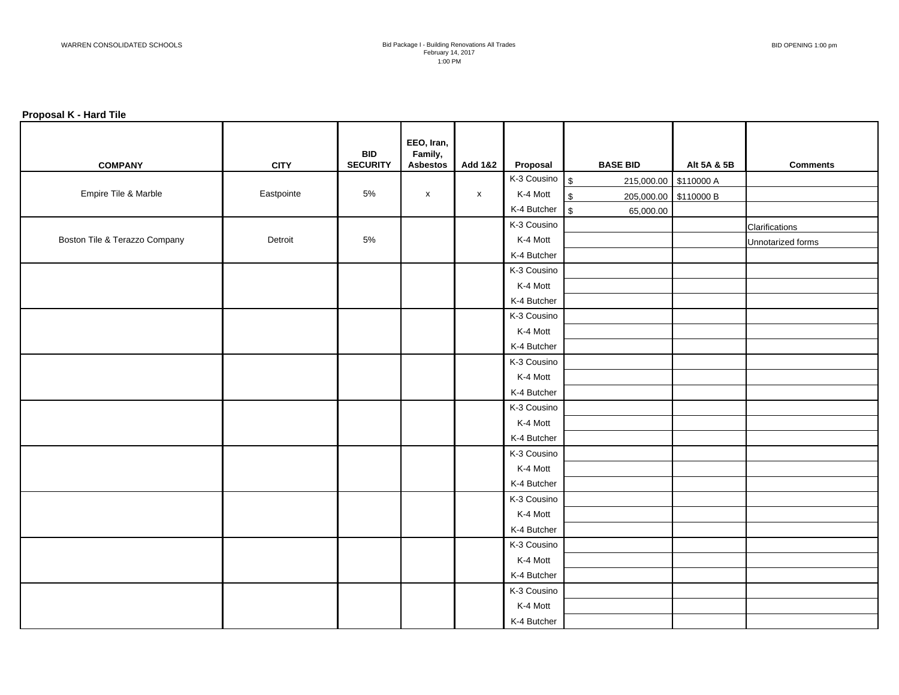WARREN CONSOLIDATED SCHOOLS

Bid Package I - Building Renovations All Trades
February 14, 2017
1:00 PM

BID OPENING 1:00 pm

**Proposal K - Hard Tile**

| COMPANY | CITY | BID SECURITY | EEO, Iran, Family, Asbestos | Add 1&2 | Proposal | BASE BID | Alt 5A & 5B | Comments |
|---|---|---|---|---|---|---|---|---|
| Empire Tile & Marble | Eastpointe | 5% | x | x | K-3 Cousino | $ 215,000.00 | $110000 A | |
| | | | | | K-4 Mott | $ 205,000.00 | $110000 B | |
| | | | | | K-4 Butcher | $ 65,000.00 | | |
| Boston Tile & Terazzo Company | Detroit | 5% | | | K-3 Cousino | | | Clarifications |
| | | | | | K-4 Mott | | | Unnotarized forms |
| | | | | | K-4 Butcher | | | |
| | | | | | K-3 Cousino | | | |
| | | | | | K-4 Mott | | | |
| | | | | | K-4 Butcher | | | |
| | | | | | K-3 Cousino | | | |
| | | | | | K-4 Mott | | | |
| | | | | | K-4 Butcher | | | |
| | | | | | K-3 Cousino | | | |
| | | | | | K-4 Mott | | | |
| | | | | | K-4 Butcher | | | |
| | | | | | K-3 Cousino | | | |
| | | | | | K-4 Mott | | | |
| | | | | | K-4 Butcher | | | |
| | | | | | K-3 Cousino | | | |
| | | | | | K-4 Mott | | | |
| | | | | | K-4 Butcher | | | |
| | | | | | K-3 Cousino | | | |
| | | | | | K-4 Mott | | | |
| | | | | | K-4 Butcher | | | |
| | | | | | K-3 Cousino | | | |
| | | | | | K-4 Mott | | | |
| | | | | | K-4 Butcher | | | |
| | | | | | K-3 Cousino | | | |
| | | | | | K-4 Mott | | | |
| | | | | | K-4 Butcher | | | |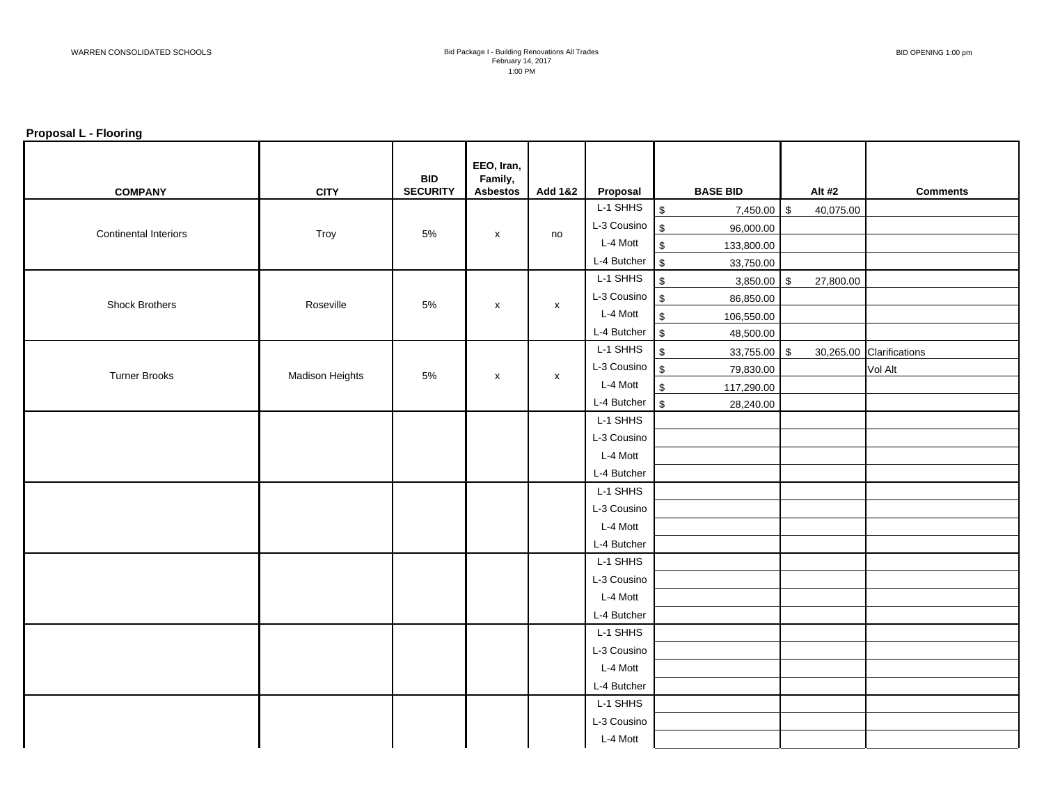WARREN CONSOLIDATED SCHOOLS

Bid Package I - Building Renovations All Trades
February 14, 2017
1:00 PM

BID OPENING 1:00 pm

**Proposal L - Flooring**

| COMPANY | CITY | BID SECURITY | EEO, Iran, Family, Asbestos | Add 1&2 | Proposal | BASE BID | Alt #2 | Comments |
|---|---|---|---|---|---|---|---|---|
| Continental Interiors | Troy | 5% | x | no | L-1 SHHS | $ 7,450.00 | $ 40,075.00 | |
| | | | | | L-3 Cousino | $ 96,000.00 | | |
| | | | | | L-4 Mott | $ 133,800.00 | | |
| | | | | | L-4 Butcher | $ 33,750.00 | | |
| Shock Brothers | Roseville | 5% | x | x | L-1 SHHS | $ 3,850.00 | $ 27,800.00 | |
| | | | | | L-3 Cousino | $ 86,850.00 | | |
| | | | | | L-4 Mott | $ 106,550.00 | | |
| | | | | | L-4 Butcher | $ 48,500.00 | | |
| Turner Brooks | Madison Heights | 5% | x | x | L-1 SHHS | $ 33,755.00 | $ 30,265.00 | Clarifications |
| | | | | | L-3 Cousino | $ 79,830.00 | | Vol Alt |
| | | | | | L-4 Mott | $ 117,290.00 | | |
| | | | | | L-4 Butcher | $ 28,240.00 | | |
| | | | | | L-1 SHHS | | | |
| | | | | | L-3 Cousino | | | |
| | | | | | L-4 Mott | | | |
| | | | | | L-4 Butcher | | | |
| | | | | | L-1 SHHS | | | |
| | | | | | L-3 Cousino | | | |
| | | | | | L-4 Mott | | | |
| | | | | | L-4 Butcher | | | |
| | | | | | L-1 SHHS | | | |
| | | | | | L-3 Cousino | | | |
| | | | | | L-4 Mott | | | |
| | | | | | L-4 Butcher | | | |
| | | | | | L-1 SHHS | | | |
| | | | | | L-3 Cousino | | | |
| | | | | | L-4 Mott | | | |
| | | | | | L-4 Butcher | | | |
| | | | | | L-1 SHHS | | | |
| | | | | | L-3 Cousino | | | |
| | | | | | L-4 Mott | | | |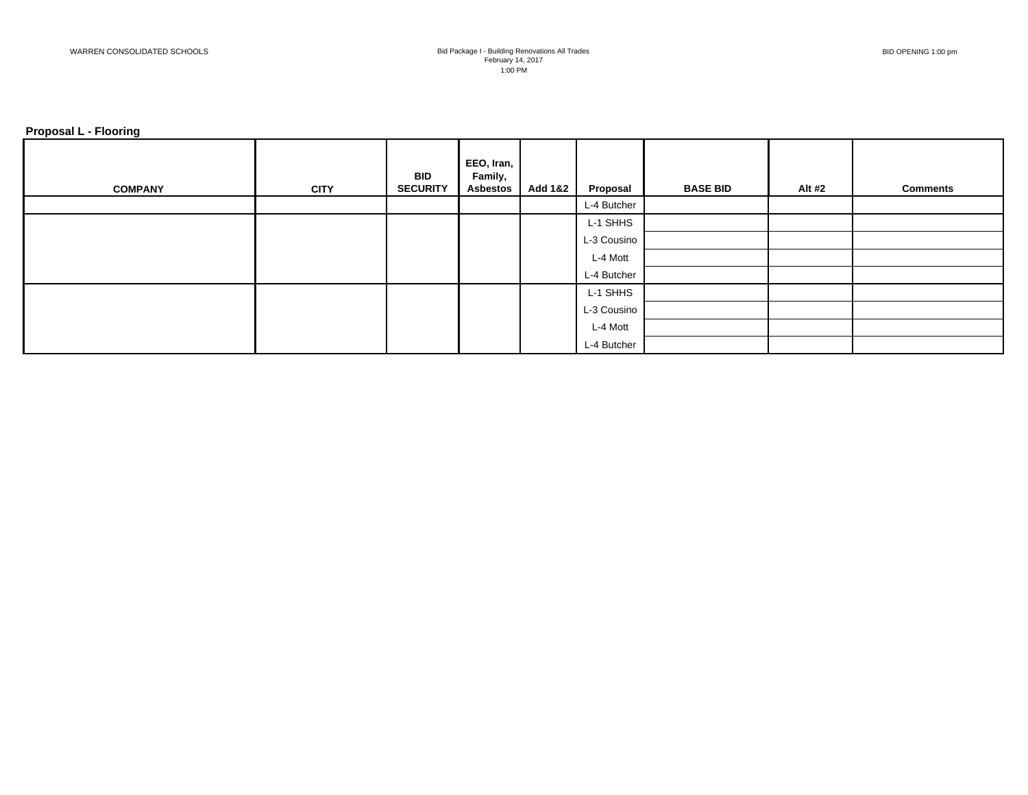WARREN CONSOLIDATED SCHOOLS

Bid Package I - Building Renovations All Trades
February 14, 2017
1:00 PM

BID OPENING 1:00 pm

**Proposal L - Flooring**

| COMPANY | CITY | BID SECURITY | EEO, Iran, Family, Asbestos | Add 1&2 | Proposal | BASE BID | Alt #2 | Comments |
|---|---|---|---|---|---|---|---|---|
| | | | | | L-4 Butcher | | | |
| | | | | | L-1 SHHS | | | |
| | | | | | L-3 Cousino | | | |
| | | | | | L-4 Mott | | | |
| | | | | | L-4 Butcher | | | |
| | | | | | L-1 SHHS | | | |
| | | | | | L-3 Cousino | | | |
| | | | | | L-4 Mott | | | |
| | | | | | L-4 Butcher | | | |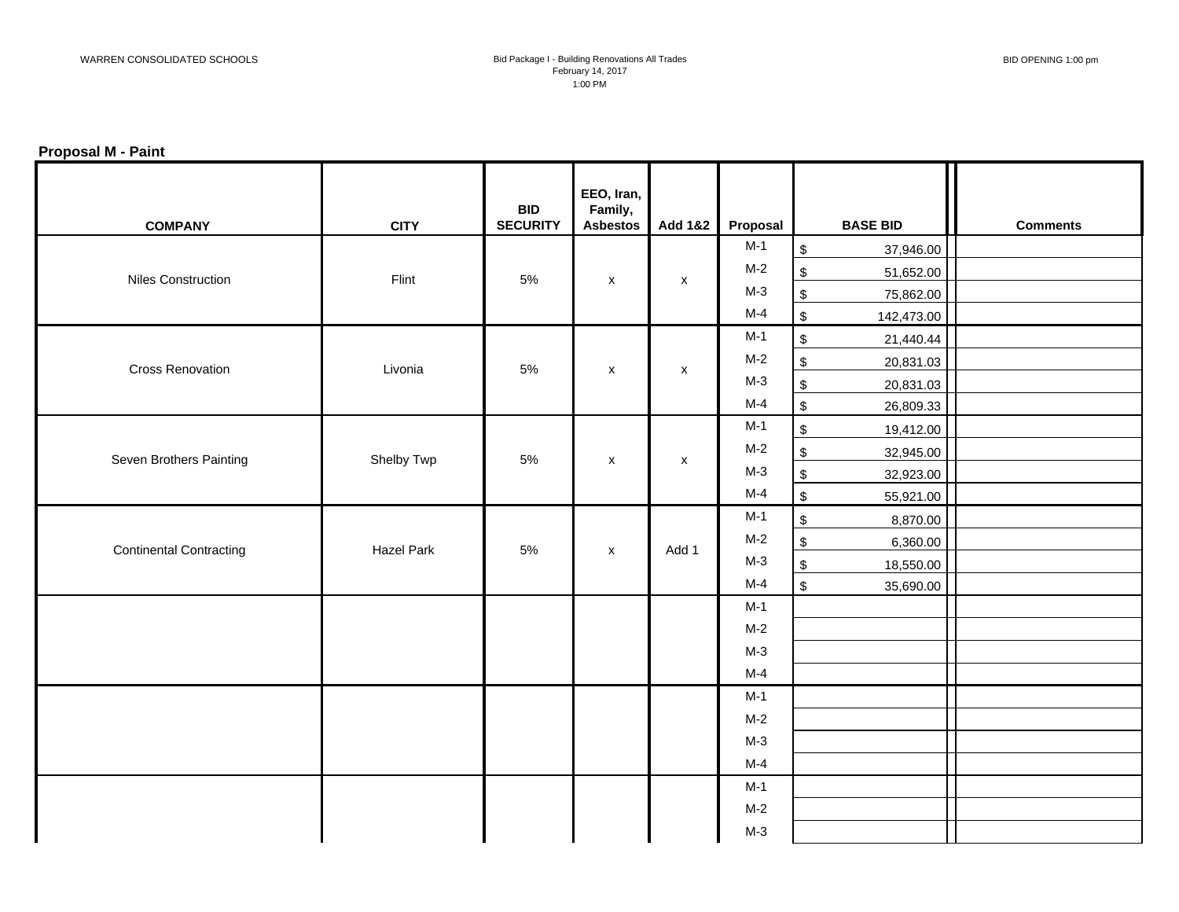## Proposal M - Paint

| COMPANY | CITY | BID SECURITY | EEO, Iran, Family, Asbestos | Add 1&2 | Proposal | BASE BID | Comments |
|---|---|---|---|---|---|---|---|
| Niles Construction | Flint | 5% | x | x | M-1 | $ 37,946.00 | |
| | | | | | M-2 | $ 51,652.00 | |
| | | | | | M-3 | $ 75,862.00 | |
| | | | | | M-4 | $ 142,473.00 | |
| Cross Renovation | Livonia | 5% | x | x | M-1 | $ 21,440.44 | |
| | | | | | M-2 | $ 20,831.03 | |
| | | | | | M-3 | $ 20,831.03 | |
| | | | | | M-4 | $ 26,809.33 | |
| Seven Brothers Painting | Shelby Twp | 5% | x | x | M-1 | $ 19,412.00 | |
| | | | | | M-2 | $ 32,945.00 | |
| | | | | | M-3 | $ 32,923.00 | |
| | | | | | M-4 | $ 55,921.00 | |
| Continental Contracting | Hazel Park | 5% | x | Add 1 | M-1 | $ 8,870.00 | |
| | | | | | M-2 | $ 6,360.00 | |
| | | | | | M-3 | $ 18,550.00 | |
| | | | | | M-4 | $ 35,690.00 | |
| | | | | | M-1 | | |
| | | | | | M-2 | | |
| | | | | | M-3 | | |
| | | | | | M-4 | | |
| | | | | | M-1 | | |
| | | | | | M-2 | | |
| | | | | | M-3 | | |
| | | | | | M-4 | | |
| | | | | | M-1 | | |
| | | | | | M-2 | | |
| | | | | | M-3 | | |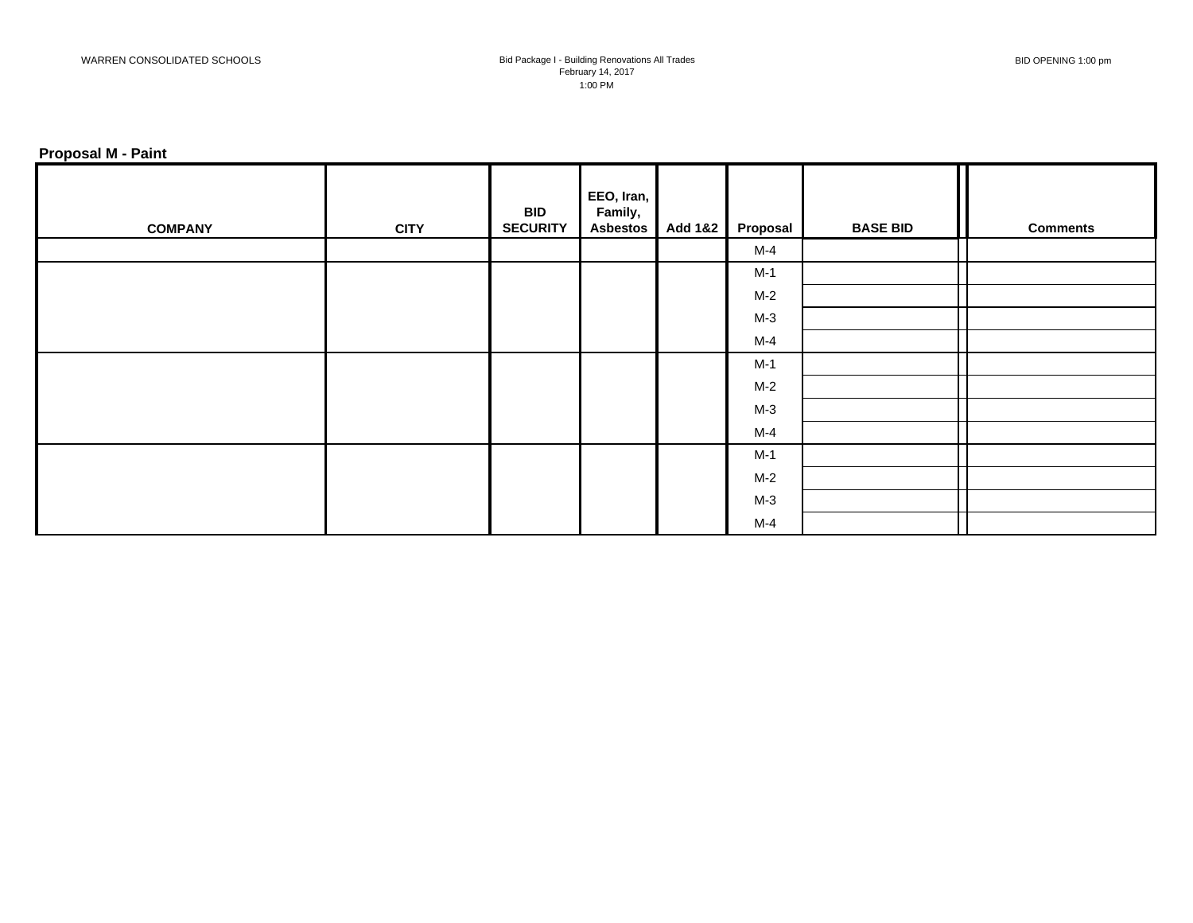WARREN CONSOLIDATED SCHOOLS

Bid Package I - Building Renovations All Trades
February 14, 2017
1:00 PM

BID OPENING 1:00 pm

**Proposal M - Paint**

| COMPANY | CITY | BID SECURITY | EEO, Iran, Family, Asbestos | Add 1&2 | Proposal | BASE BID | | Comments |
|---|---|---|---|---|---|---|---|---|
| | | | | | M-4 | | | |
| | | | | | M-1 | | | |
| | | | | | M-2 | | | |
| | | | | | M-3 | | | |
| | | | | | M-4 | | | |
| | | | | | M-1 | | | |
| | | | | | M-2 | | | |
| | | | | | M-3 | | | |
| | | | | | M-4 | | | |
| | | | | | M-1 | | | |
| | | | | | M-2 | | | |
| | | | | | M-3 | | | |
| | | | | | M-4 | | | |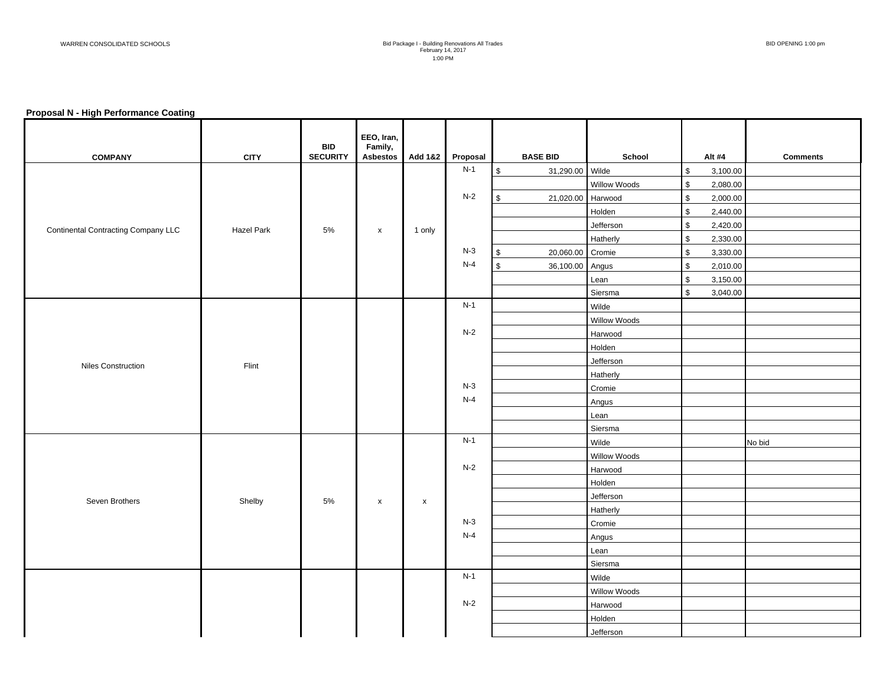WARREN CONSOLIDATED SCHOOLS

Bid Package I - Building Renovations All Trades
February 14, 2017
1:00 PM

BID OPENING 1:00 pm

**Proposal N - High Performance Coating**

| COMPANY | CITY | BID SECURITY | EEO, Iran, Family, Asbestos | Add 1&2 | Proposal | BASE BID | School | Alt #4 | Comments |
|---|---|---|---|---|---|---|---|---|---|
| Continental Contracting Company LLC | Hazel Park | 5% | x | 1 only | N-1 | $ 31,290.00 | Wilde | $ 3,100.00 | |
| | | | | | | | Willow Woods | $ 2,080.00 | |
| | | | | | N-2 | $ 21,020.00 | Harwood | $ 2,000.00 | |
| | | | | | | | Holden | $ 2,440.00 | |
| | | | | | | | Jefferson | $ 2,420.00 | |
| | | | | | | | Hatherly | $ 2,330.00 | |
| | | | | | N-3 | $ 20,060.00 | Cromie | $ 3,330.00 | |
| | | | | | N-4 | $ 36,100.00 | Angus | $ 2,010.00 | |
| | | | | | | | Lean | $ 3,150.00 | |
| | | | | | | | Siersma | $ 3,040.00 | |
| Niles Construction | Flint | | | | N-1 | | Wilde | | |
| | | | | | | | Willow Woods | | |
| | | | | | N-2 | | Harwood | | |
| | | | | | | | Holden | | |
| | | | | | | | Jefferson | | |
| | | | | | | | Hatherly | | |
| | | | | | N-3 | | Cromie | | |
| | | | | | N-4 | | Angus | | |
| | | | | | | | Lean | | |
| | | | | | | | Siersma | | |
| Seven Brothers | Shelby | 5% | x | x | N-1 | | Wilde | | No bid |
| | | | | | | | Willow Woods | | |
| | | | | | N-2 | | Harwood | | |
| | | | | | | | Holden | | |
| | | | | | | | Jefferson | | |
| | | | | | | | Hatherly | | |
| | | | | | N-3 | | Cromie | | |
| | | | | | N-4 | | Angus | | |
| | | | | | | | Lean | | |
| | | | | | | | Siersma | | |
| | | | | | N-1 | | Wilde | | |
| | | | | | | | Willow Woods | | |
| | | | | | N-2 | | Harwood | | |
| | | | | | | | Holden | | |
| | | | | | | | Jefferson | | |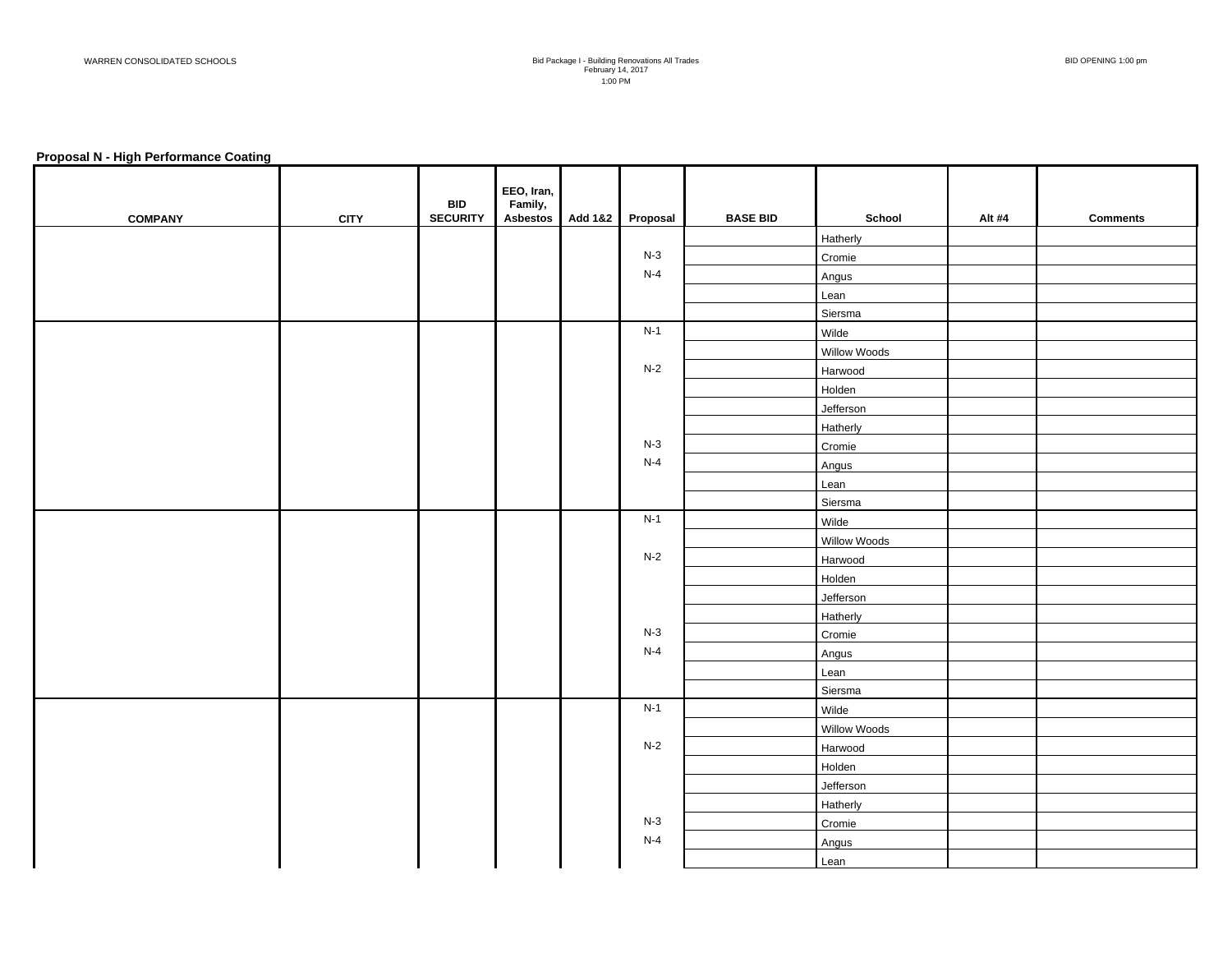WARREN CONSOLIDATED SCHOOLS

Bid Package I - Building Renovations All Trades
February 14, 2017
1:00 PM

BID OPENING 1:00 pm

**Proposal N - High Performance Coating**

| COMPANY | CITY | BID SECURITY | EEO, Iran, Family, Asbestos | Add 1&2 | Proposal | BASE BID | School | Alt #4 | Comments |
|---|---|---|---|---|---|---|---|---|---|
| | | | | | | | Hatherly | | |
| | | | | | N-3 | | Cromie | | |
| | | | | | N-4 | | Angus | | |
| | | | | | | | Lean | | |
| | | | | | | | Siersma | | |
| | | | | | N-1 | | Wilde | | |
| | | | | | | | Willow Woods | | |
| | | | | | N-2 | | Harwood | | |
| | | | | | | | Holden | | |
| | | | | | | | Jefferson | | |
| | | | | | | | Hatherly | | |
| | | | | | N-3 | | Cromie | | |
| | | | | | N-4 | | Angus | | |
| | | | | | | | Lean | | |
| | | | | | | | Siersma | | |
| | | | | | N-1 | | Wilde | | |
| | | | | | | | Willow Woods | | |
| | | | | | N-2 | | Harwood | | |
| | | | | | | | Holden | | |
| | | | | | | | Jefferson | | |
| | | | | | | | Hatherly | | |
| | | | | | N-3 | | Cromie | | |
| | | | | | N-4 | | Angus | | |
| | | | | | | | Lean | | |
| | | | | | | | Siersma | | |
| | | | | | N-1 | | Wilde | | |
| | | | | | | | Willow Woods | | |
| | | | | | N-2 | | Harwood | | |
| | | | | | | | Holden | | |
| | | | | | | | Jefferson | | |
| | | | | | | | Hatherly | | |
| | | | | | N-3 | | Cromie | | |
| | | | | | N-4 | | Angus | | |
| | | | | | | | Lean | | |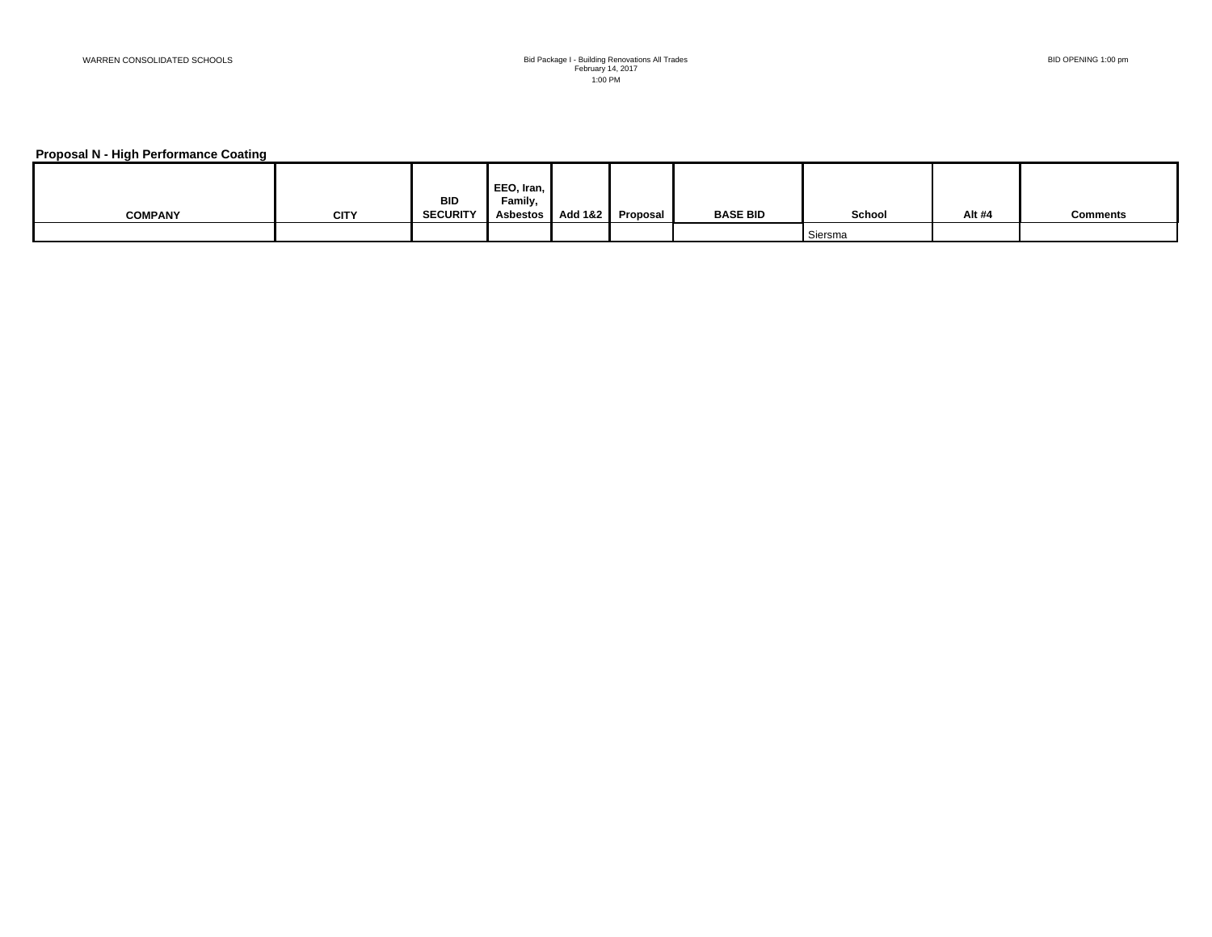## Proposal N - High Performance Coating

| COMPANY | CITY | BID SECURITY | EEO, Iran, Family, Asbestos | Add 1&2 | Proposal | BASE BID | School | Alt #4 | Comments |
|---|---|---|---|---|---|---|---|---|---|
| | | | | | | | Siersma | | |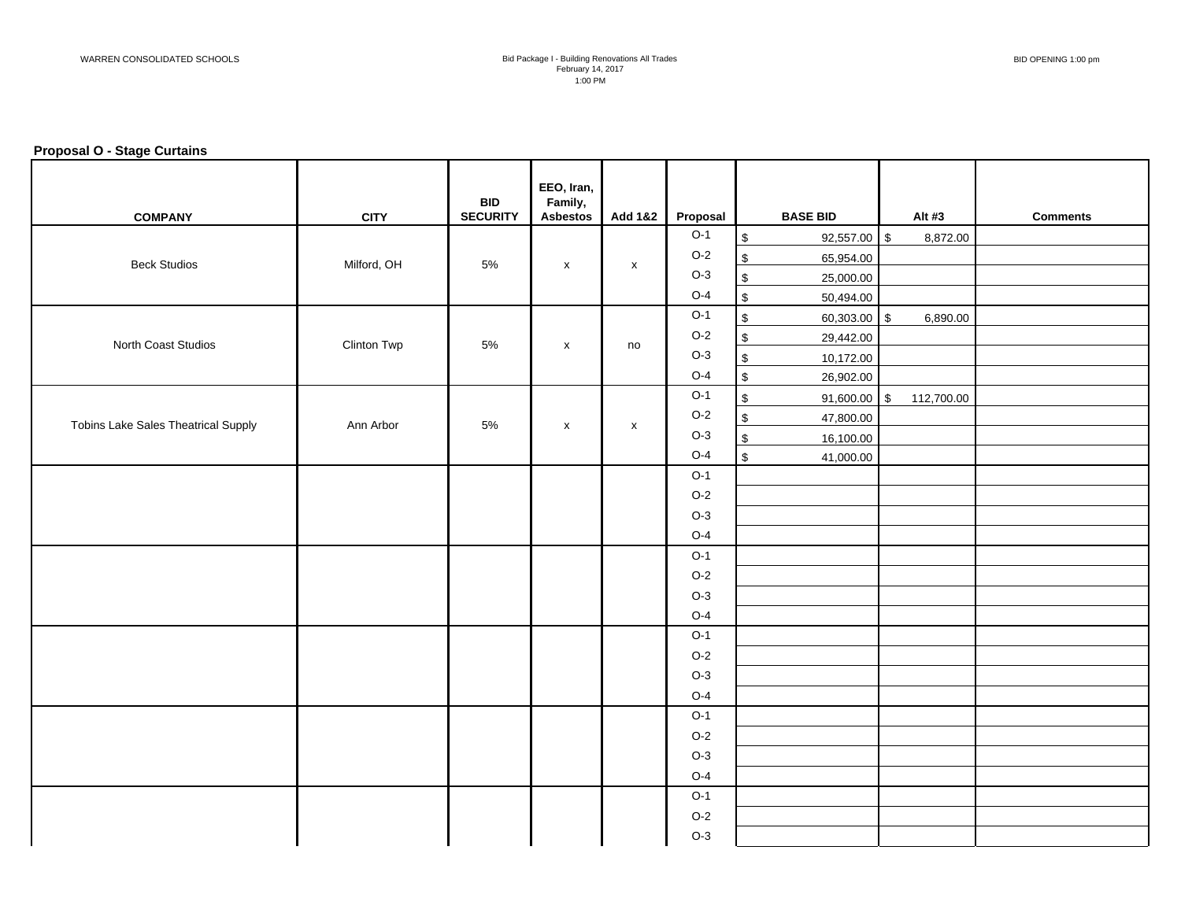WARREN CONSOLIDATED SCHOOLS

Bid Package I - Building Renovations All Trades
February 14, 2017
1:00 PM

BID OPENING 1:00 pm

**Proposal O - Stage Curtains**

| COMPANY | CITY | BID SECURITY | EEO, Iran, Family, Asbestos | Add 1&2 | Proposal | BASE BID | Alt #3 | Comments |
|---|---|---|---|---|---|---|---|---|
| Beck Studios | Milford, OH | 5% | x | x | O-1 | $ 92,557.00 | $ 8,872.00 | |
| | | | | | O-2 | $ 65,954.00 | | |
| | | | | | O-3 | $ 25,000.00 | | |
| | | | | | O-4 | $ 50,494.00 | | |
| North Coast Studios | Clinton Twp | 5% | x | no | O-1 | $ 60,303.00 | $ 6,890.00 | |
| | | | | | O-2 | $ 29,442.00 | | |
| | | | | | O-3 | $ 10,172.00 | | |
| | | | | | O-4 | $ 26,902.00 | | |
| Tobins Lake Sales Theatrical Supply | Ann Arbor | 5% | x | x | O-1 | $ 91,600.00 | $ 112,700.00 | |
| | | | | | O-2 | $ 47,800.00 | | |
| | | | | | O-3 | $ 16,100.00 | | |
| | | | | | O-4 | $ 41,000.00 | | |
| | | | | | O-1 | | | |
| | | | | | O-2 | | | |
| | | | | | O-3 | | | |
| | | | | | O-4 | | | |
| | | | | | O-1 | | | |
| | | | | | O-2 | | | |
| | | | | | O-3 | | | |
| | | | | | O-4 | | | |
| | | | | | O-1 | | | |
| | | | | | O-2 | | | |
| | | | | | O-3 | | | |
| | | | | | O-4 | | | |
| | | | | | O-1 | | | |
| | | | | | O-2 | | | |
| | | | | | O-3 | | | |
| | | | | | O-4 | | | |
| | | | | | O-1 | | | |
| | | | | | O-2 | | | |
| | | | | | O-3 | | | |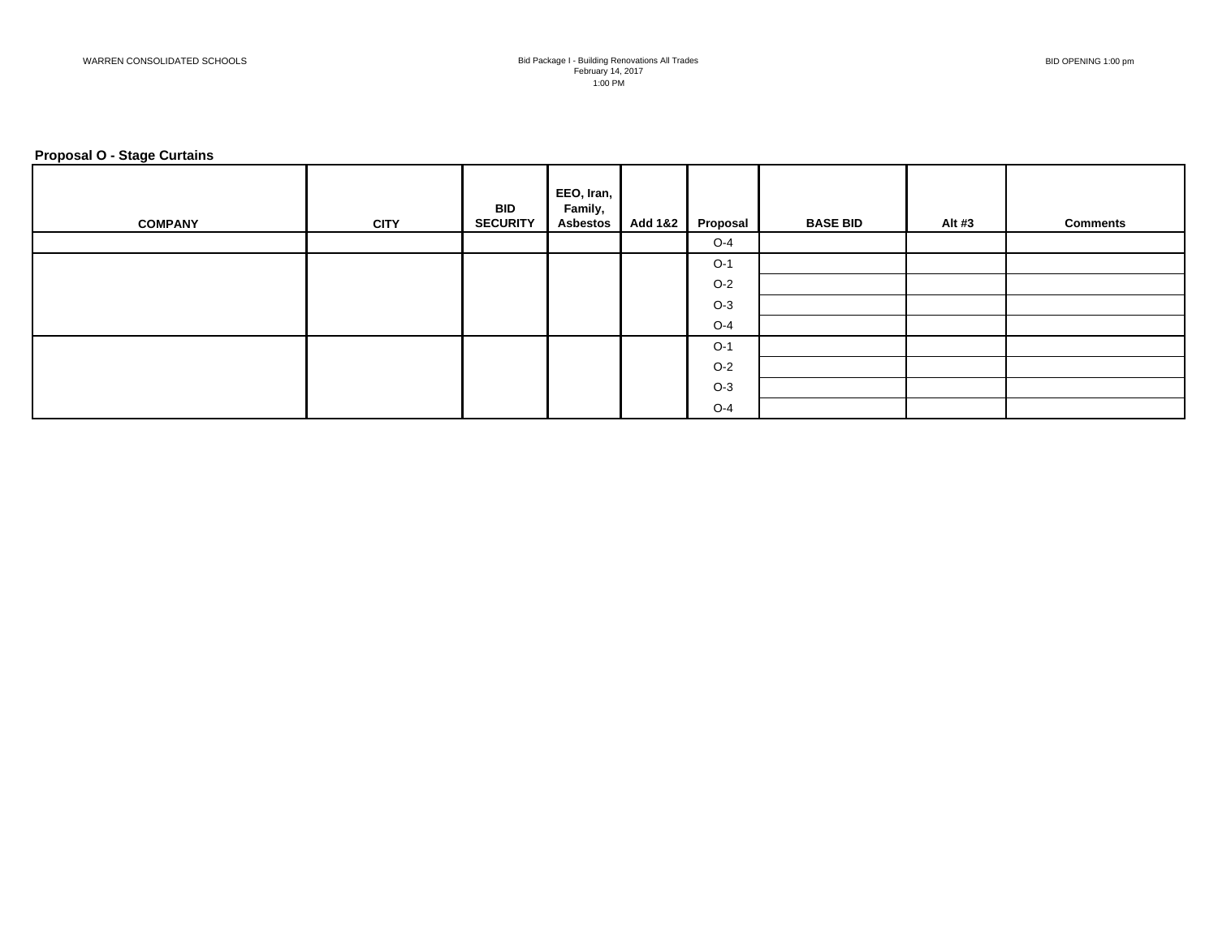WARREN CONSOLIDATED SCHOOLS

Bid Package I - Building Renovations All Trades
February 14, 2017
1:00 PM

BID OPENING 1:00 pm

**Proposal O - Stage Curtains**

| COMPANY | CITY | BID SECURITY | EEO, Iran, Family, Asbestos | Add 1&2 | Proposal | BASE BID | Alt #3 | Comments |
|---|---|---|---|---|---|---|---|---|
| | | | | | O-4 | | | |
| | | | | | O-1 | | | |
| | | | | | O-2 | | | |
| | | | | | O-3 | | | |
| | | | | | O-4 | | | |
| | | | | | O-1 | | | |
| | | | | | O-2 | | | |
| | | | | | O-3 | | | |
| | | | | | O-4 | | | |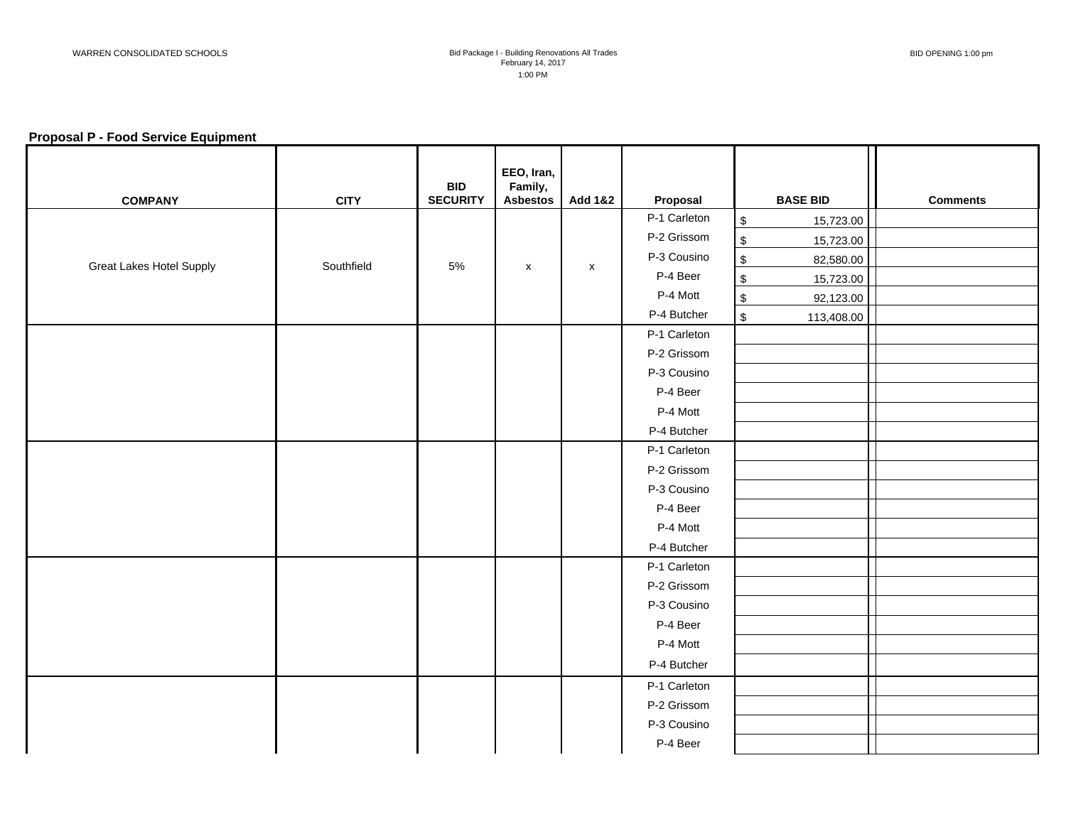WARREN CONSOLIDATED SCHOOLS

Bid Package I - Building Renovations All Trades
February 14, 2017
1:00 PM

BID OPENING 1:00 pm

**Proposal P - Food Service Equipment**

| COMPANY | CITY | BID SECURITY | EEO, Iran, Family, Asbestos | Add 1&2 | Proposal | BASE BID | Comments |
|---|---|---|---|---|---|---|---|
| Great Lakes Hotel Supply | Southfield | 5% | x | x | P-1 Carleton | $ 15,723.00 | |
| | | | | | P-2 Grissom | $ 15,723.00 | |
| | | | | | P-3 Cousino | $ 82,580.00 | |
| | | | | | P-4 Beer | $ 15,723.00 | |
| | | | | | P-4 Mott | $ 92,123.00 | |
| | | | | | P-4 Butcher | $ 113,408.00 | |
| | | | | | P-1 Carleton | | |
| | | | | | P-2 Grissom | | |
| | | | | | P-3 Cousino | | |
| | | | | | P-4 Beer | | |
| | | | | | P-4 Mott | | |
| | | | | | P-4 Butcher | | |
| | | | | | P-1 Carleton | | |
| | | | | | P-2 Grissom | | |
| | | | | | P-3 Cousino | | |
| | | | | | P-4 Beer | | |
| | | | | | P-4 Mott | | |
| | | | | | P-4 Butcher | | |
| | | | | | P-1 Carleton | | |
| | | | | | P-2 Grissom | | |
| | | | | | P-3 Cousino | | |
| | | | | | P-4 Beer | | |
| | | | | | P-4 Mott | | |
| | | | | | P-4 Butcher | | |
| | | | | | P-1 Carleton | | |
| | | | | | P-2 Grissom | | |
| | | | | | P-3 Cousino | | |
| | | | | | P-4 Beer | | |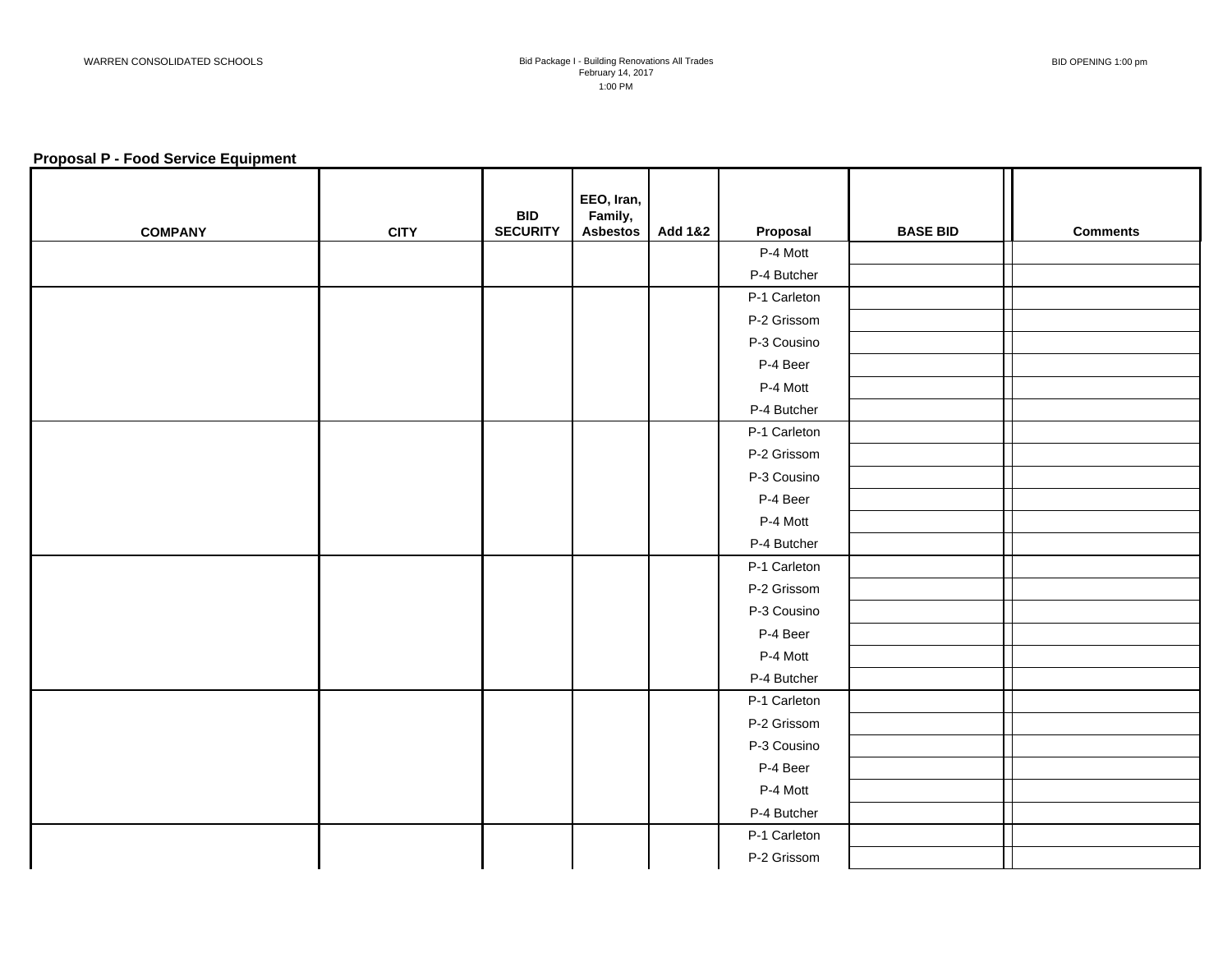### Proposal P - Food Service Equipment

| COMPANY | CITY | BID SECURITY | EEO, Iran, Family, Asbestos | Add 1&2 | Proposal | BASE BID | Comments |
|---|---|---|---|---|---|---|---|
| | | | | | P-4 Mott | | |
| | | | | | P-4 Butcher | | |
| | | | | | P-1 Carleton | | |
| | | | | | P-2 Grissom | | |
| | | | | | P-3 Cousino | | |
| | | | | | P-4 Beer | | |
| | | | | | P-4 Mott | | |
| | | | | | P-4 Butcher | | |
| | | | | | P-1 Carleton | | |
| | | | | | P-2 Grissom | | |
| | | | | | P-3 Cousino | | |
| | | | | | P-4 Beer | | |
| | | | | | P-4 Mott | | |
| | | | | | P-4 Butcher | | |
| | | | | | P-1 Carleton | | |
| | | | | | P-2 Grissom | | |
| | | | | | P-3 Cousino | | |
| | | | | | P-4 Beer | | |
| | | | | | P-4 Mott | | |
| | | | | | P-4 Butcher | | |
| | | | | | P-1 Carleton | | |
| | | | | | P-2 Grissom | | |
| | | | | | P-3 Cousino | | |
| | | | | | P-4 Beer | | |
| | | | | | P-4 Mott | | |
| | | | | | P-4 Butcher | | |
| | | | | | P-1 Carleton | | |
| | | | | | P-2 Grissom | | |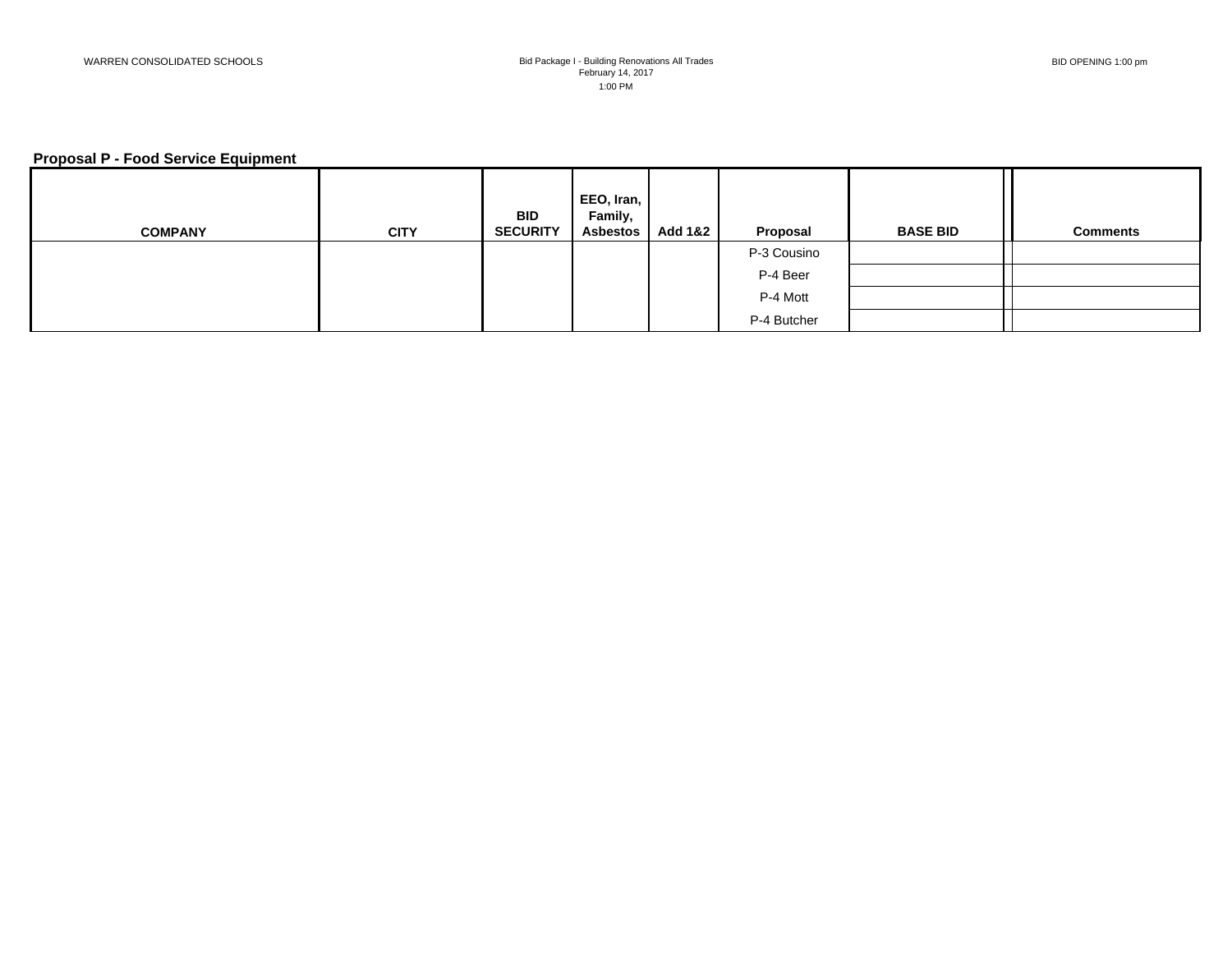WARREN CONSOLIDATED SCHOOLS

Bid Package I - Building Renovations All Trades
February 14, 2017
1:00 PM

BID OPENING 1:00 pm

**Proposal P - Food Service Equipment**

| COMPANY | CITY | BID SECURITY | EEO, Iran, Family, Asbestos | Add 1&2 | Proposal | BASE BID | | Comments |
|---|---|---|---|---|---|---|---|---|
| | | | | | P-3 Cousino | | | |
| | | | | | P-4 Beer | | | |
| | | | | | P-4 Mott | | | |
| | | | | | P-4 Butcher | | | |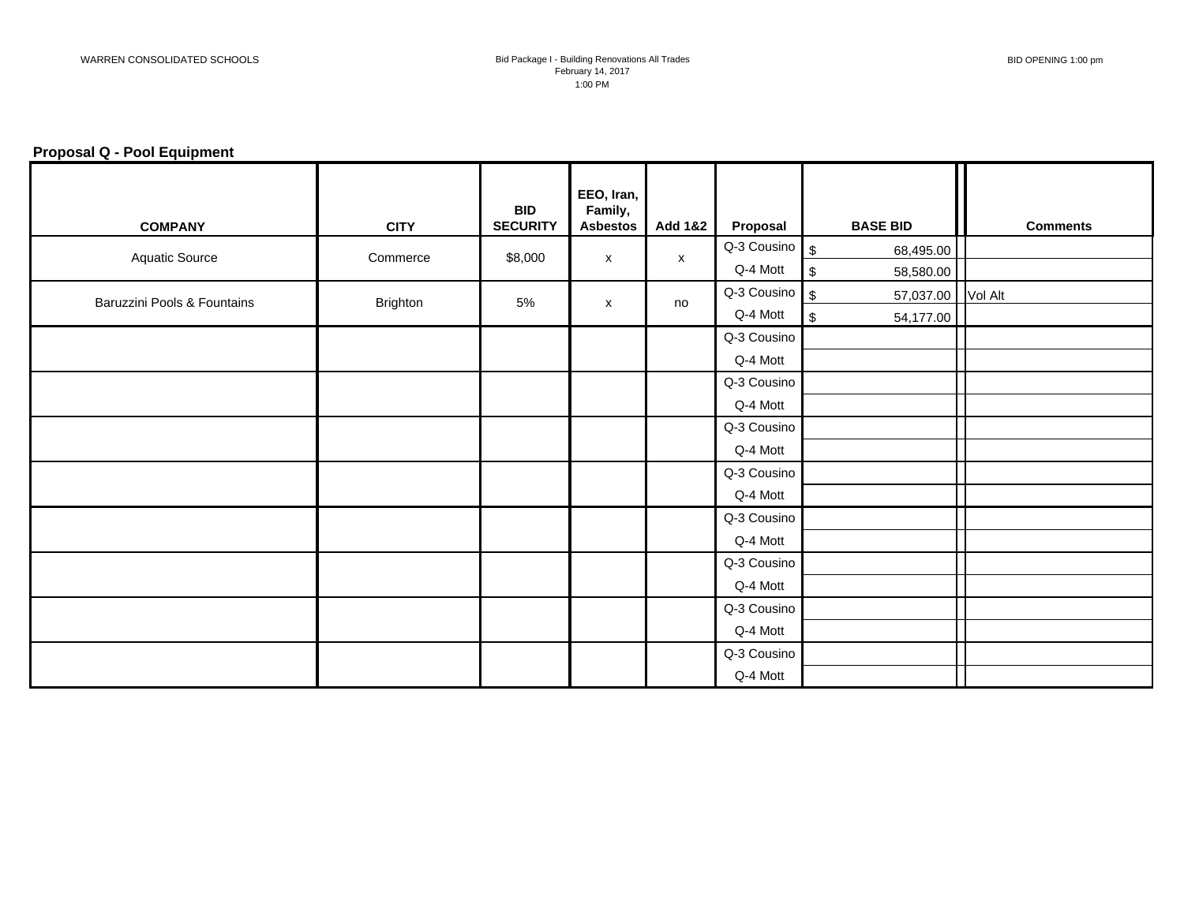WARREN CONSOLIDATED SCHOOLS

Bid Package I - Building Renovations All Trades
February 14, 2017
1:00 PM

BID OPENING 1:00 pm

**Proposal Q - Pool Equipment**

| COMPANY | CITY | BID SECURITY | EEO, Iran, Family, Asbestos | Add 1&2 | Proposal | BASE BID | Comments |
|---|---|---|---|---|---|---|---|
| Aquatic Source | Commerce | $8,000 | x | x | Q-3 Cousino | $ 68,495.00 | |
| | | | | | Q-4 Mott | $ 58,580.00 | |
| Baruzzini Pools & Fountains | Brighton | 5% | x | no | Q-3 Cousino | $ 57,037.00 | Vol Alt |
| | | | | | Q-4 Mott | $ 54,177.00 | |
| | | | | | Q-3 Cousino | | |
| | | | | | Q-4 Mott | | |
| | | | | | Q-3 Cousino | | |
| | | | | | Q-4 Mott | | |
| | | | | | Q-3 Cousino | | |
| | | | | | Q-4 Mott | | |
| | | | | | Q-3 Cousino | | |
| | | | | | Q-4 Mott | | |
| | | | | | Q-3 Cousino | | |
| | | | | | Q-4 Mott | | |
| | | | | | Q-3 Cousino | | |
| | | | | | Q-4 Mott | | |
| | | | | | Q-3 Cousino | | |
| | | | | | Q-4 Mott | | |
| | | | | | Q-3 Cousino | | |
| | | | | | Q-4 Mott | | |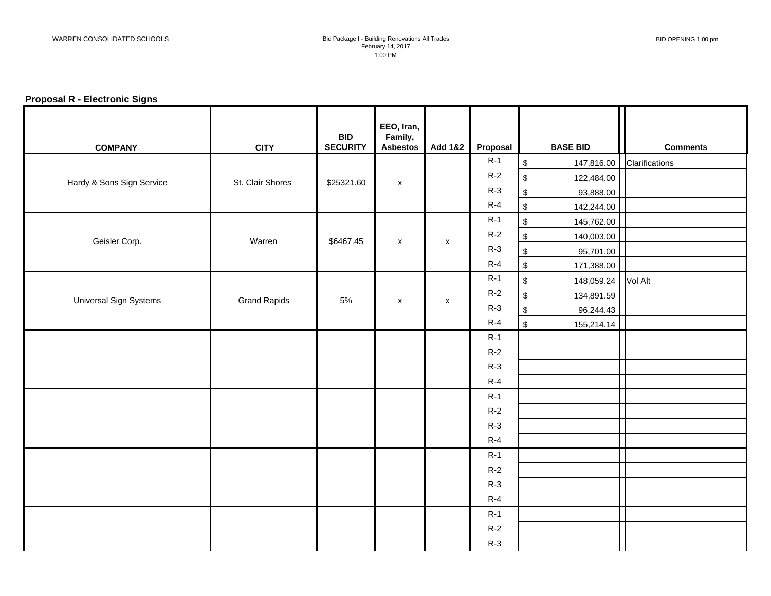WARREN CONSOLIDATED SCHOOLS

Bid Package I - Building Renovations All Trades
February 14, 2017
1:00 PM

BID OPENING 1:00 pm

**Proposal R - Electronic Signs**

| COMPANY | CITY | BID SECURITY | EEO, Iran, Family, Asbestos | Add 1&2 | Proposal | BASE BID | Comments |
|---|---|---|---|---|---|---|---|
| Hardy & Sons Sign Service | St. Clair Shores | $25321.60 | x | | R-1 | $ 147,816.00 | Clarifications |
| | | | | | R-2 | $ 122,484.00 | |
| | | | | | R-3 | $ 93,888.00 | |
| | | | | | R-4 | $ 142,244.00 | |
| Geisler Corp. | Warren | $6467.45 | x | x | R-1 | $ 145,762.00 | |
| | | | | | R-2 | $ 140,003.00 | |
| | | | | | R-3 | $ 95,701.00 | |
| | | | | | R-4 | $ 171,388.00 | |
| Universal Sign Systems | Grand Rapids | 5% | x | x | R-1 | $ 148,059.24 | Vol Alt |
| | | | | | R-2 | $ 134,891.59 | |
| | | | | | R-3 | $ 96,244.43 | |
| | | | | | R-4 | $ 155,214.14 | |
| | | | | | R-1 | | |
| | | | | | R-2 | | |
| | | | | | R-3 | | |
| | | | | | R-4 | | |
| | | | | | R-1 | | |
| | | | | | R-2 | | |
| | | | | | R-3 | | |
| | | | | | R-4 | | |
| | | | | | R-1 | | |
| | | | | | R-2 | | |
| | | | | | R-3 | | |
| | | | | | R-4 | | |
| | | | | | R-1 | | |
| | | | | | R-2 | | |
| | | | | | R-3 | | |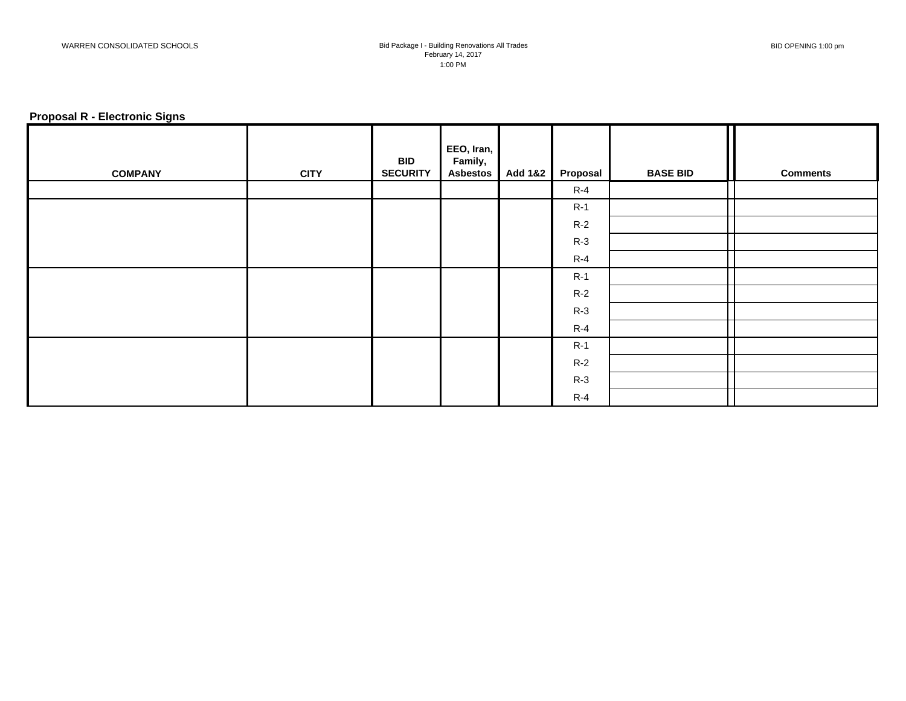WARREN CONSOLIDATED SCHOOLS

Bid Package I - Building Renovations All Trades
February 14, 2017
1:00 PM

BID OPENING 1:00 pm

**Proposal R - Electronic Signs**

| COMPANY | CITY | BID SECURITY | EEO, Iran, Family, Asbestos | Add 1&2 | Proposal | BASE BID | | Comments |
|---|---|---|---|---|---|---|---|---|
| | | | | | R-4 | | | |
| | | | | | R-1 | | | |
| | | | | | R-2 | | | |
| | | | | | R-3 | | | |
| | | | | | R-4 | | | |
| | | | | | R-1 | | | |
| | | | | | R-2 | | | |
| | | | | | R-3 | | | |
| | | | | | R-4 | | | |
| | | | | | R-1 | | | |
| | | | | | R-2 | | | |
| | | | | | R-3 | | | |
| | | | | | R-4 | | | |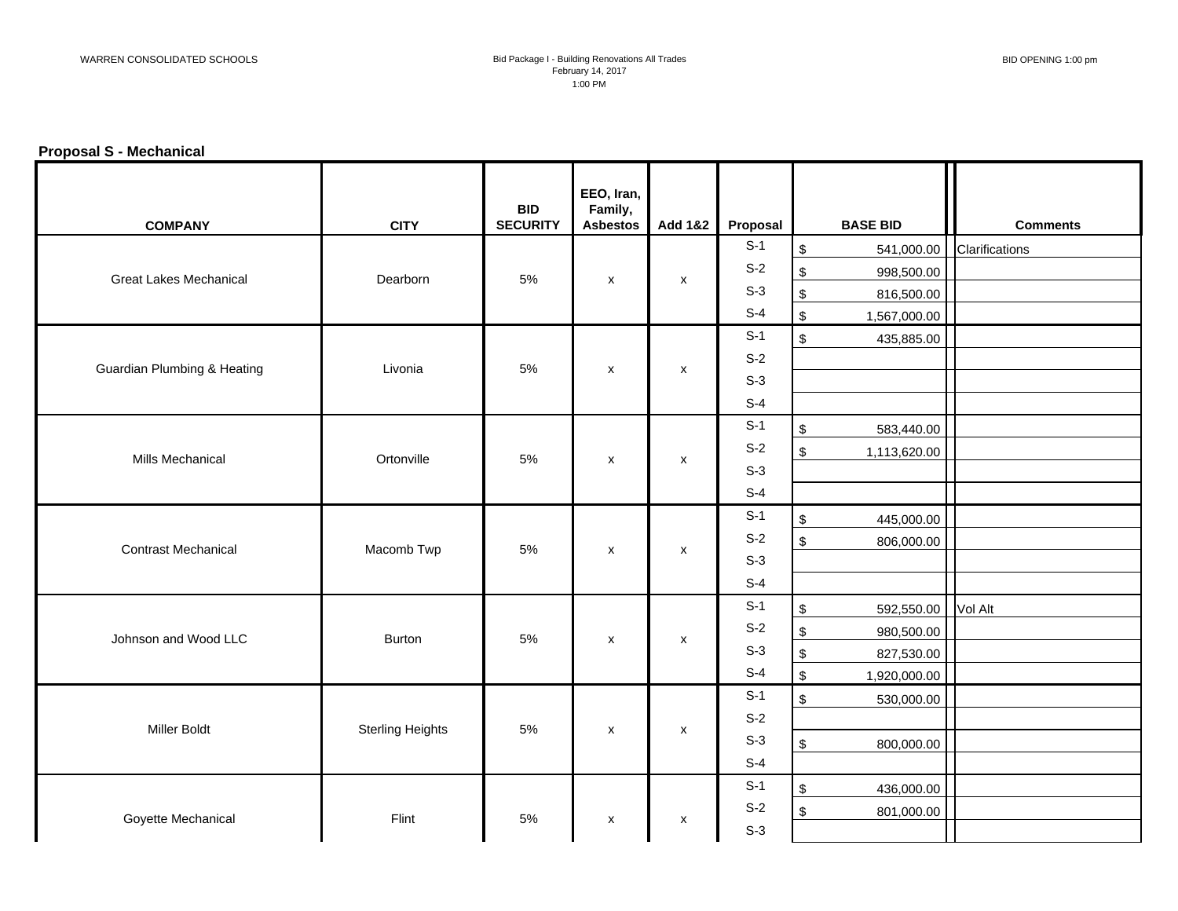WARREN CONSOLIDATED SCHOOLS

Bid Package I - Building Renovations All Trades
February 14, 2017
1:00 PM

BID OPENING 1:00 pm

**Proposal S - Mechanical**

| COMPANY | CITY | BID SECURITY | EEO, Iran, Family, Asbestos | Add 1&2 | Proposal | BASE BID | Comments |
|---|---|---|---|---|---|---|---|
| Great Lakes Mechanical | Dearborn | 5% | x | x | S-1 | $ 541,000.00 | Clarifications |
| | | | | | S-2 | $ 998,500.00 | |
| | | | | | S-3 | $ 816,500.00 | |
| | | | | | S-4 | $ 1,567,000.00 | |
| Guardian Plumbing & Heating | Livonia | 5% | x | x | S-1 | $ 435,885.00 | |
| | | | | | S-2 | | |
| | | | | | S-3 | | |
| | | | | | S-4 | | |
| Mills Mechanical | Ortonville | 5% | x | x | S-1 | $ 583,440.00 | |
| | | | | | S-2 | $ 1,113,620.00 | |
| | | | | | S-3 | | |
| | | | | | S-4 | | |
| Contrast Mechanical | Macomb Twp | 5% | x | x | S-1 | $ 445,000.00 | |
| | | | | | S-2 | $ 806,000.00 | |
| | | | | | S-3 | | |
| | | | | | S-4 | | |
| Johnson and Wood LLC | Burton | 5% | x | x | S-1 | $ 592,550.00 | Vol Alt |
| | | | | | S-2 | $ 980,500.00 | |
| | | | | | S-3 | $ 827,530.00 | |
| | | | | | S-4 | $ 1,920,000.00 | |
| Miller Boldt | Sterling Heights | 5% | x | x | S-1 | $ 530,000.00 | |
| | | | | | S-2 | | |
| | | | | | S-3 | $ 800,000.00 | |
| | | | | | S-4 | | |
| Goyette Mechanical | Flint | 5% | x | x | S-1 | $ 436,000.00 | |
| | | | | | S-2 | $ 801,000.00 | |
| | | | | | S-3 | | |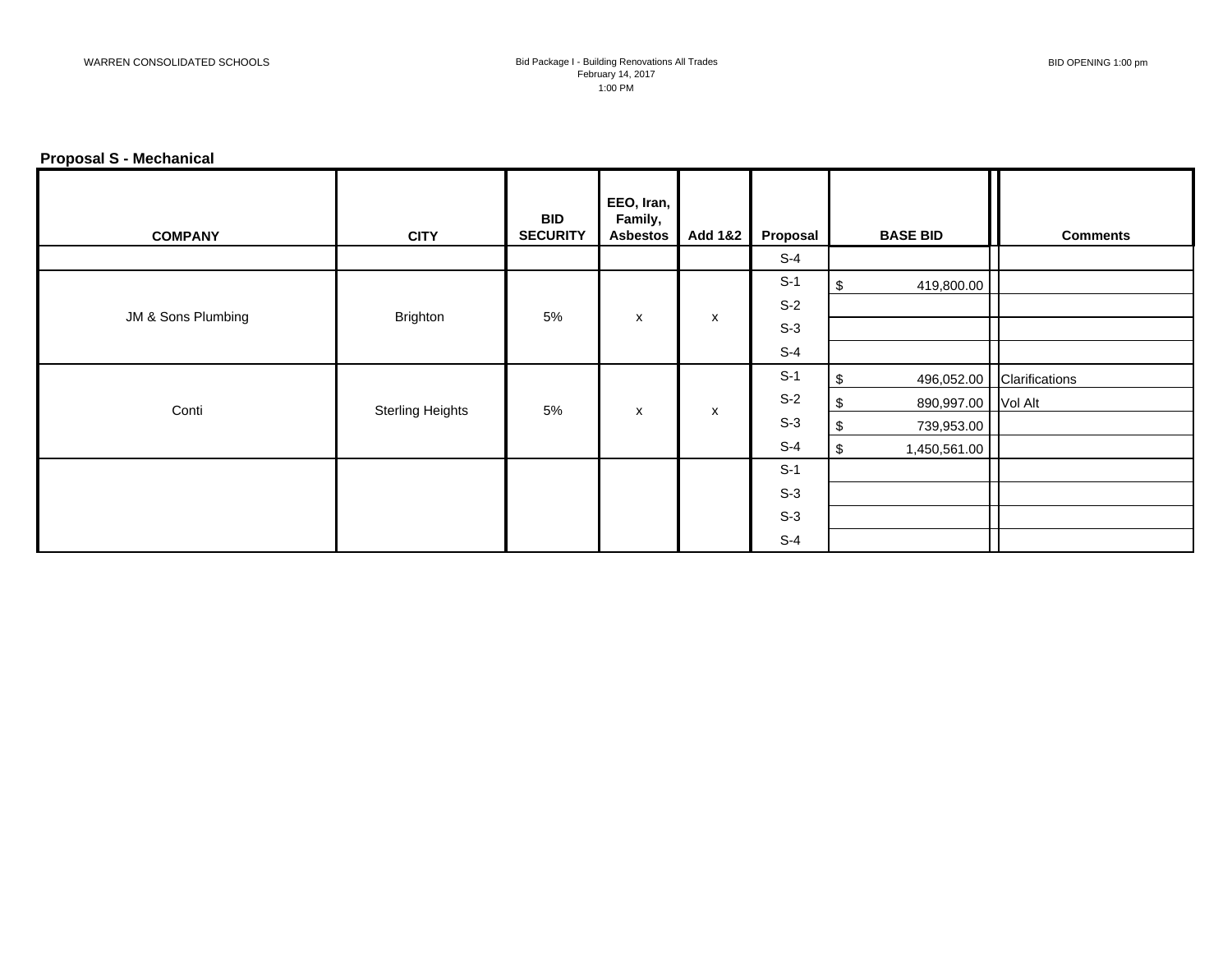WARREN CONSOLIDATED SCHOOLS

Bid Package I - Building Renovations All Trades
February 14, 2017
1:00 PM

BID OPENING 1:00 pm

**Proposal S - Mechanical**

| COMPANY | CITY | BID SECURITY | EEO, Iran, Family, Asbestos | Add 1&2 | Proposal | BASE BID | Comments |
|---|---|---|---|---|---|---|---|
| | | | | | S-4 | | |
| JM & Sons Plumbing | Brighton | 5% | x | x | S-1 | $ 419,800.00 | |
| | | | | | S-2 | | |
| | | | | | S-3 | | |
| | | | | | S-4 | | |
| Conti | Sterling Heights | 5% | x | x | S-1 | $ 496,052.00 | Clarifications |
| | | | | | S-2 | $ 890,997.00 | Vol Alt |
| | | | | | S-3 | $ 739,953.00 | |
| | | | | | S-4 | $ 1,450,561.00 | |
| | | | | | S-1 | | |
| | | | | | S-3 | | |
| | | | | | S-3 | | |
| | | | | | S-4 | | |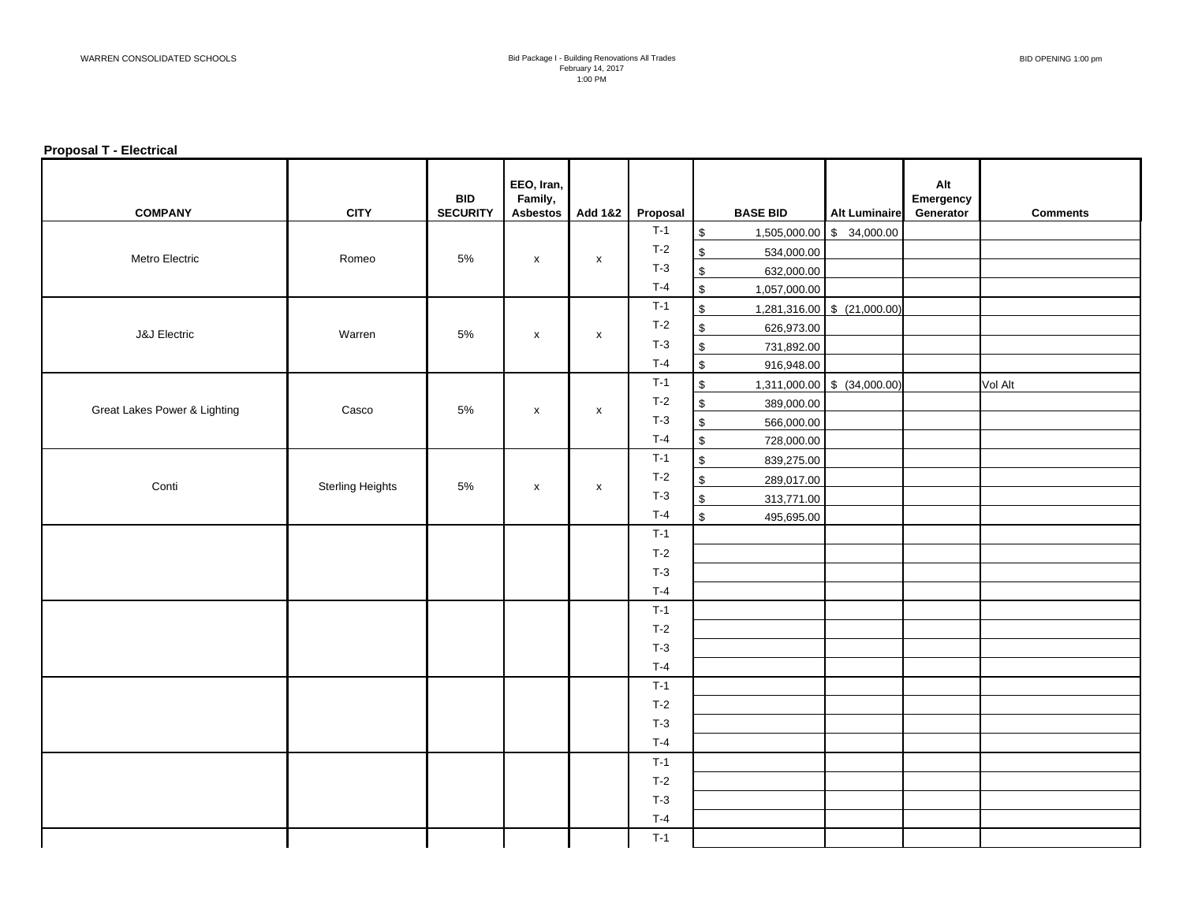WARREN CONSOLIDATED SCHOOLS

Bid Package I - Building Renovations All Trades
February 14, 2017
1:00 PM

BID OPENING 1:00 pm

**Proposal T - Electrical**

| COMPANY | CITY | BID SECURITY | EEO, Iran, Family, Asbestos | Add 1&2 | Proposal | BASE BID | Alt Luminaire | Alt Emergency Generator | Comments |
|---|---|---|---|---|---|---|---|---|---|
| Metro Electric | Romeo | 5% | x | x | T-1 | $ 1,505,000.00 | $ 34,000.00 | | |
| | | | | | T-2 | $ 534,000.00 | | | |
| | | | | | T-3 | $ 632,000.00 | | | |
| | | | | | T-4 | $ 1,057,000.00 | | | |
| J&J Electric | Warren | 5% | x | x | T-1 | $ 1,281,316.00 | $ (21,000.00) | | |
| | | | | | T-2 | $ 626,973.00 | | | |
| | | | | | T-3 | $ 731,892.00 | | | |
| | | | | | T-4 | $ 916,948.00 | | | |
| Great Lakes Power & Lighting | Casco | 5% | x | x | T-1 | $ 1,311,000.00 | $ (34,000.00) | | Vol Alt |
| | | | | | T-2 | $ 389,000.00 | | | |
| | | | | | T-3 | $ 566,000.00 | | | |
| | | | | | T-4 | $ 728,000.00 | | | |
| Conti | Sterling Heights | 5% | x | x | T-1 | $ 839,275.00 | | | |
| | | | | | T-2 | $ 289,017.00 | | | |
| | | | | | T-3 | $ 313,771.00 | | | |
| | | | | | T-4 | $ 495,695.00 | | | |
| | | | | | T-1 | | | | |
| | | | | | T-2 | | | | |
| | | | | | T-3 | | | | |
| | | | | | T-4 | | | | |
| | | | | | T-1 | | | | |
| | | | | | T-2 | | | | |
| | | | | | T-3 | | | | |
| | | | | | T-4 | | | | |
| | | | | | T-1 | | | | |
| | | | | | T-2 | | | | |
| | | | | | T-3 | | | | |
| | | | | | T-4 | | | | |
| | | | | | T-1 | | | | |
| | | | | | T-2 | | | | |
| | | | | | T-3 | | | | |
| | | | | | T-4 | | | | |
| | | | | | T-1 | | | | |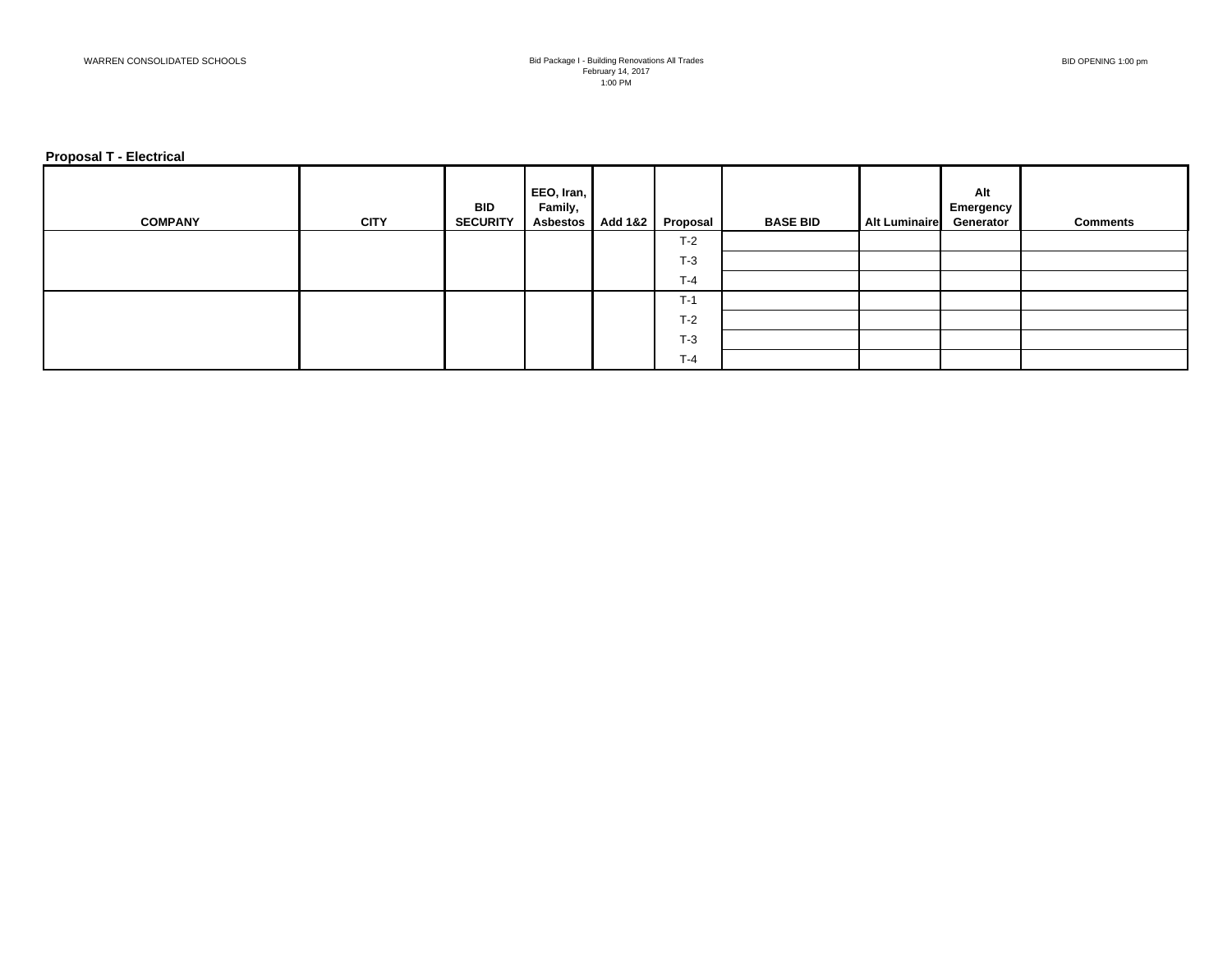WARREN CONSOLIDATED SCHOOLS

Bid Package I - Building Renovations All Trades
February 14, 2017
1:00 PM

BID OPENING 1:00 pm

**Proposal T - Electrical**

| COMPANY | CITY | BID SECURITY | EEO, Iran, Family, Asbestos | Add 1&2 | Proposal | BASE BID | Alt Luminaire | Alt Emergency Generator | Comments |
|---|---|---|---|---|---|---|---|---|---|
| | | | | | T-2 | | | | |
| | | | | | T-3 | | | | |
| | | | | | T-4 | | | | |
| | | | | | T-1 | | | | |
| | | | | | T-2 | | | | |
| | | | | | T-3 | | | | |
| | | | | | T-4 | | | | |